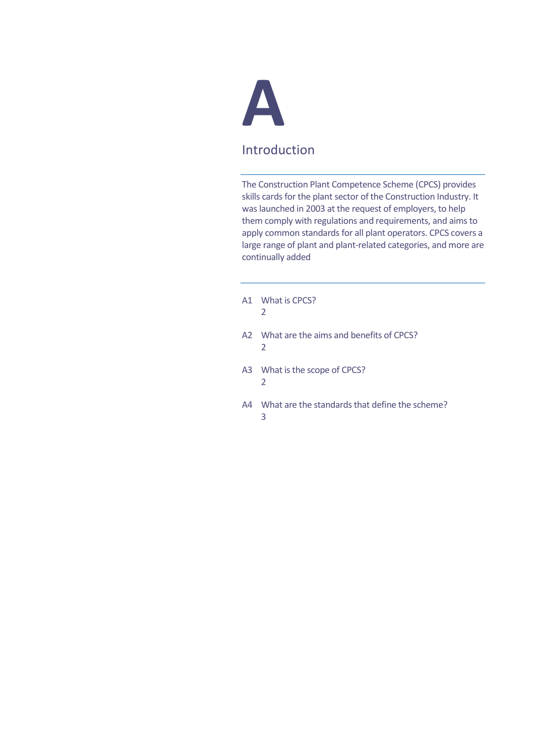# A

## Introduction

The Construction Plant Competence Scheme (CPCS) provides skills cards for the plant sector of the Construction Industry. It was launched in 2003 at the request of employers, to help them comply with regulations and requirements, and aims to apply common standards for all plant operators. CPCS covers a large range of plant and plant-related categories, and more are continually added

A1 What is CPCS? 2

A2 What are the aims and benefits of CPCS? 2

A3 What is the scope of CPCS? 2

A4 What are the standards that define the scheme? 3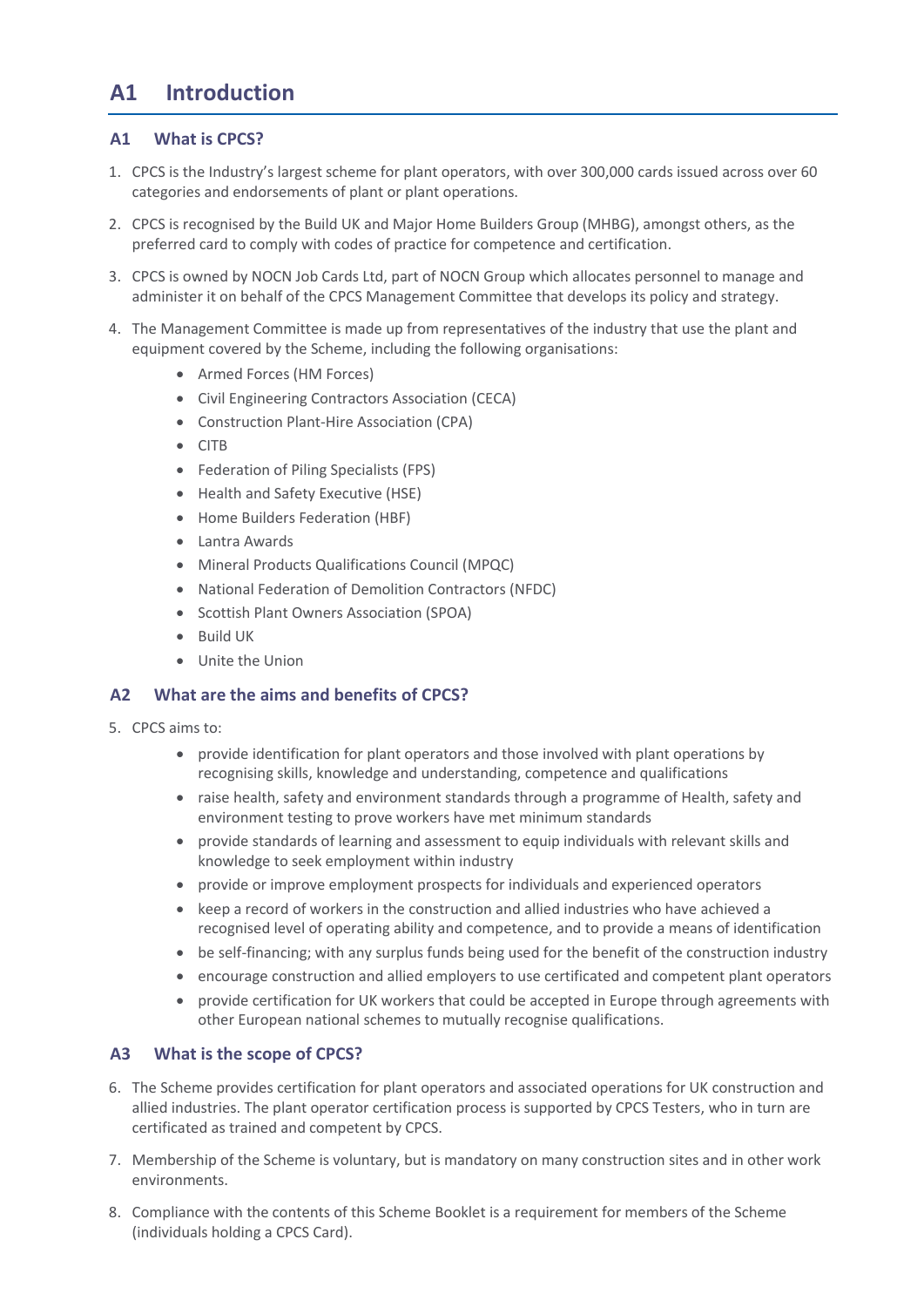# A1 Introduction

## A1 What is CPCS?

1. CPCS is the Industry's largest scheme for plant operators, with over 300,000 cards issued across over 60 categories and endorsements of plant or plant operations.

2. CPCS is recognised by the Build UK and Major Home Builders Group (MHBG), amongst others, as the preferred card to comply with codes of practice for competence and certification.

3. CPCS is owned by NOCN Job Cards Ltd, part of NOCN Group which allocates personnel to manage and administer it on behalf of the CPCS Management Committee that develops its policy and strategy.

4. The Management Committee is made up from representatives of the industry that use the plant and equipment covered by the Scheme, including the following organisations:
    - Armed Forces (HM Forces)
    - Civil Engineering Contractors Association (CECA)
    - Construction Plant-Hire Association (CPA)
    - CITB
    - Federation of Piling Specialists (FPS)
    - Health and Safety Executive (HSE)
    - Home Builders Federation (HBF)
    - Lantra Awards
    - Mineral Products Qualifications Council (MPQC)
    - National Federation of Demolition Contractors (NFDC)
    - Scottish Plant Owners Association (SPOA)
    - Build UK
    - Unite the Union

## A2 What are the aims and benefits of CPCS?

5. CPCS aims to:
    - provide identification for plant operators and those involved with plant operations by recognising skills, knowledge and understanding, competence and qualifications
    - raise health, safety and environment standards through a programme of Health, safety and environment testing to prove workers have met minimum standards
    - provide standards of learning and assessment to equip individuals with relevant skills and knowledge to seek employment within industry
    - provide or improve employment prospects for individuals and experienced operators
    - keep a record of workers in the construction and allied industries who have achieved a recognised level of operating ability and competence, and to provide a means of identification
    - be self-financing; with any surplus funds being used for the benefit of the construction industry
    - encourage construction and allied employers to use certificated and competent plant operators
    - provide certification for UK workers that could be accepted in Europe through agreements with other European national schemes to mutually recognise qualifications.

## A3 What is the scope of CPCS?

6. The Scheme provides certification for plant operators and associated operations for UK construction and allied industries. The plant operator certification process is supported by CPCS Testers, who in turn are certificated as trained and competent by CPCS.

7. Membership of the Scheme is voluntary, but is mandatory on many construction sites and in other work environments.

8. Compliance with the contents of this Scheme Booklet is a requirement for members of the Scheme (individuals holding a CPCS Card).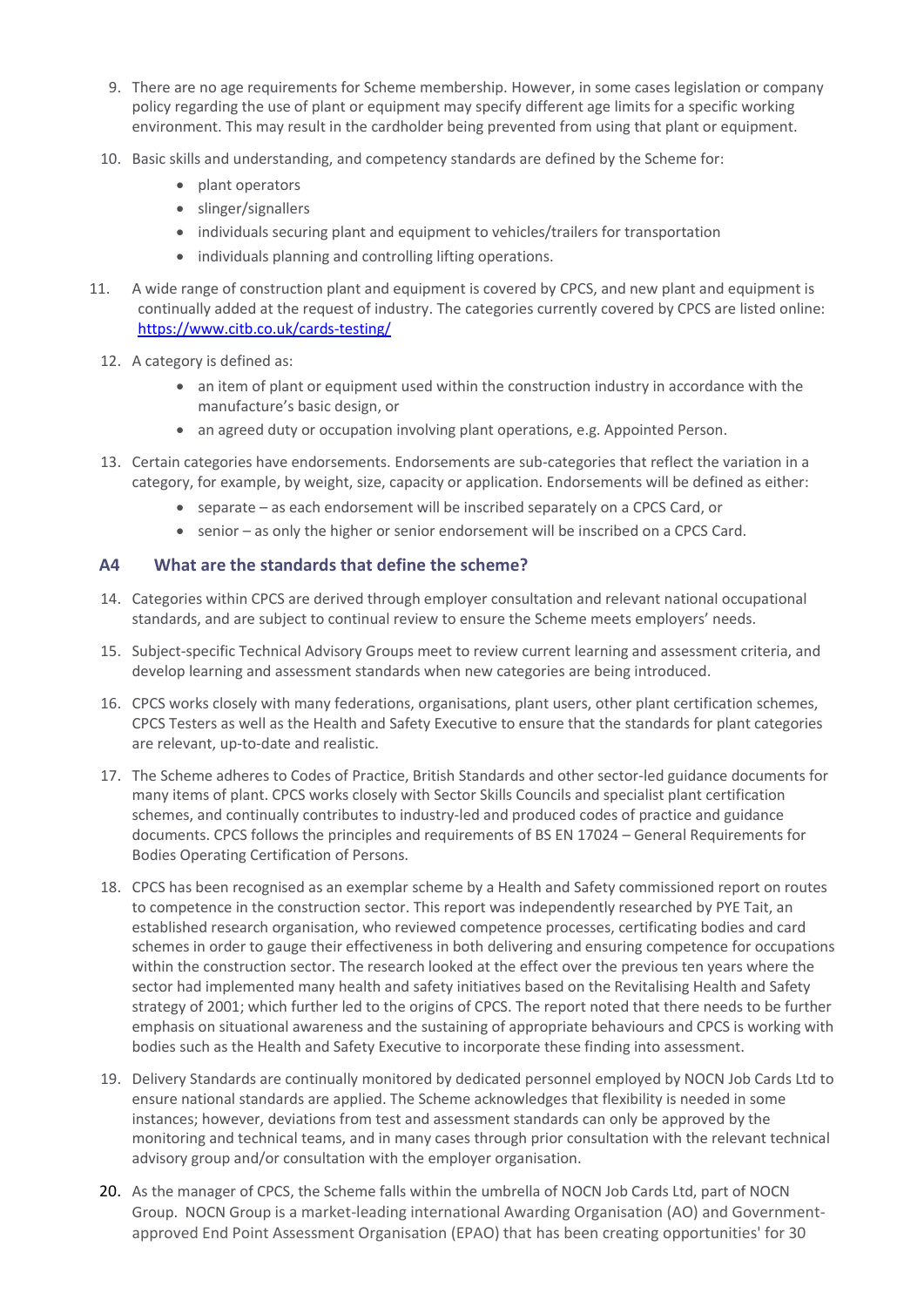9. There are no age requirements for Scheme membership. However, in some cases legislation or company policy regarding the use of plant or equipment may specify different age limits for a specific working environment. This may result in the cardholder being prevented from using that plant or equipment.

10. Basic skills and understanding, and competency standards are defined by the Scheme for:
    - plant operators
    - slinger/signallers
    - individuals securing plant and equipment to vehicles/trailers for transportation
    - individuals planning and controlling lifting operations.

11. A wide range of construction plant and equipment is covered by CPCS, and new plant and equipment is continually added at the request of industry. The categories currently covered by CPCS are listed online: [https://www.citb.co.uk/cards-testing/](https://www.citb.co.uk/cards-testing/)

12. A category is defined as:
    - an item of plant or equipment used within the construction industry in accordance with the manufacture's basic design, or
    - an agreed duty or occupation involving plant operations, e.g. Appointed Person.

13. Certain categories have endorsements. Endorsements are sub-categories that reflect the variation in a category, for example, by weight, size, capacity or application. Endorsements will be defined as either:
    - separate – as each endorsement will be inscribed separately on a CPCS Card, or
    - senior – as only the higher or senior endorsement will be inscribed on a CPCS Card.

## A4 What are the standards that define the scheme?

14. Categories within CPCS are derived through employer consultation and relevant national occupational standards, and are subject to continual review to ensure the Scheme meets employers' needs.

15. Subject-specific Technical Advisory Groups meet to review current learning and assessment criteria, and develop learning and assessment standards when new categories are being introduced.

16. CPCS works closely with many federations, organisations, plant users, other plant certification schemes, CPCS Testers as well as the Health and Safety Executive to ensure that the standards for plant categories are relevant, up-to-date and realistic.

17. The Scheme adheres to Codes of Practice, British Standards and other sector-led guidance documents for many items of plant. CPCS works closely with Sector Skills Councils and specialist plant certification schemes, and continually contributes to industry-led and produced codes of practice and guidance documents. CPCS follows the principles and requirements of BS EN 17024 – General Requirements for Bodies Operating Certification of Persons.

18. CPCS has been recognised as an exemplar scheme by a Health and Safety commissioned report on routes to competence in the construction sector. This report was independently researched by PYE Tait, an established research organisation, who reviewed competence processes, certificating bodies and card schemes in order to gauge their effectiveness in both delivering and ensuring competence for occupations within the construction sector. The research looked at the effect over the previous ten years where the sector had implemented many health and safety initiatives based on the Revitalising Health and Safety strategy of 2001; which further led to the origins of CPCS. The report noted that there needs to be further emphasis on situational awareness and the sustaining of appropriate behaviours and CPCS is working with bodies such as the Health and Safety Executive to incorporate these finding into assessment.

19. Delivery Standards are continually monitored by dedicated personnel employed by NOCN Job Cards Ltd to ensure national standards are applied. The Scheme acknowledges that flexibility is needed in some instances; however, deviations from test and assessment standards can only be approved by the monitoring and technical teams, and in many cases through prior consultation with the relevant technical advisory group and/or consultation with the employer organisation.

20. As the manager of CPCS, the Scheme falls within the umbrella of NOCN Job Cards Ltd, part of NOCN Group. NOCN Group is a market-leading international Awarding Organisation (AO) and Government-approved End Point Assessment Organisation (EPAO) that has been creating opportunities' for 30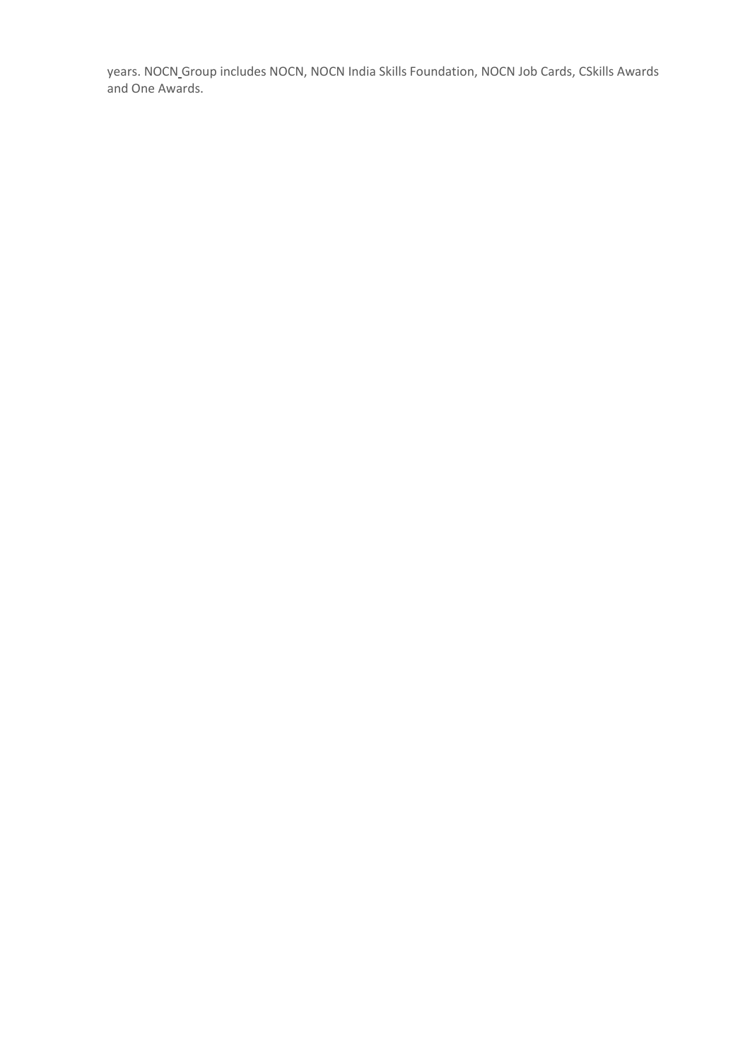years. NOCN Group includes NOCN, NOCN India Skills Foundation, NOCN Job Cards, CSkills Awards and One Awards.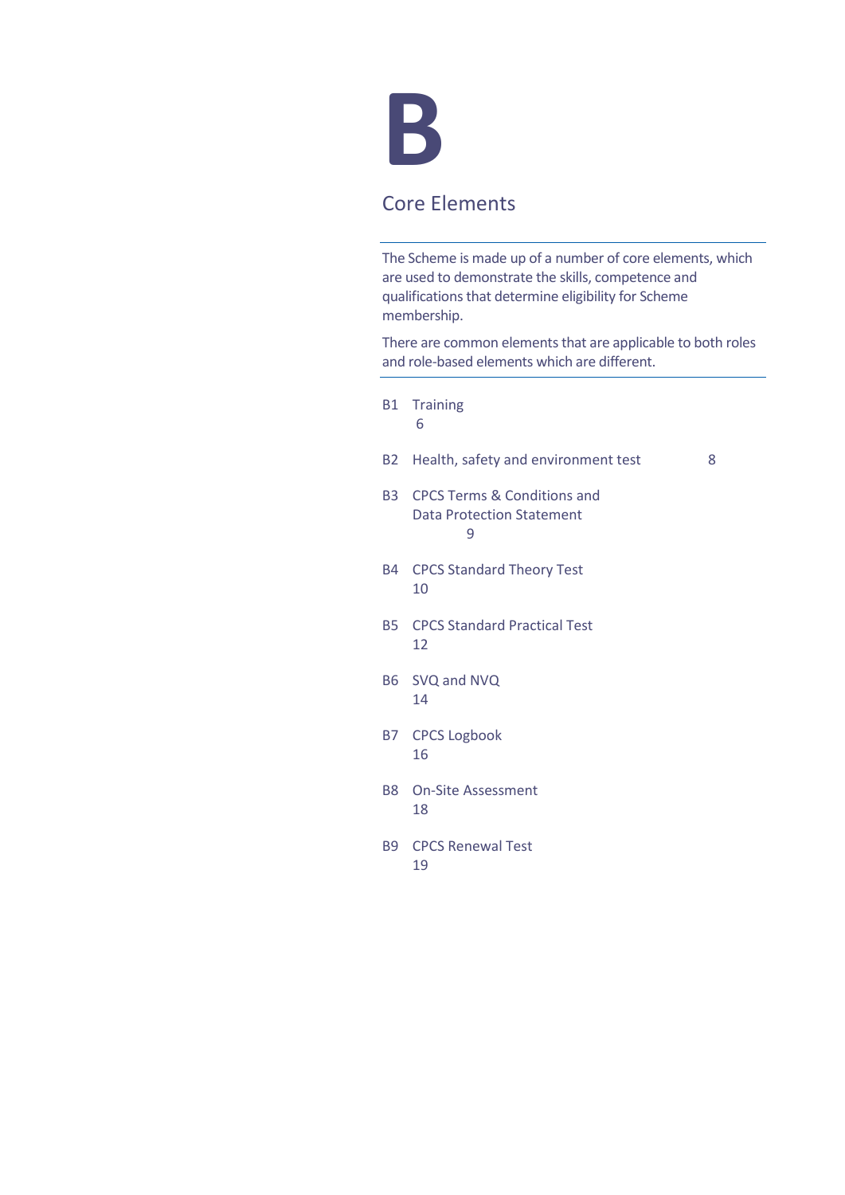# B

## Core Elements

The Scheme is made up of a number of core elements, which are used to demonstrate the skills, competence and qualifications that determine eligibility for Scheme membership.

There are common elements that are applicable to both roles and role-based elements which are different.

| | | |
|---|---|---|
| B1 | Training | 6 |
| B2 | Health, safety and environment test | 8 |
| B3 | CPCS Terms & Conditions and Data Protection Statement | 9 |
| B4 | CPCS Standard Theory Test | 10 |
| B5 | CPCS Standard Practical Test | 12 |
| B6 | SVQ and NVQ | 14 |
| B7 | CPCS Logbook | 16 |
| B8 | On-Site Assessment | 18 |
| B9 | CPCS Renewal Test | 19 |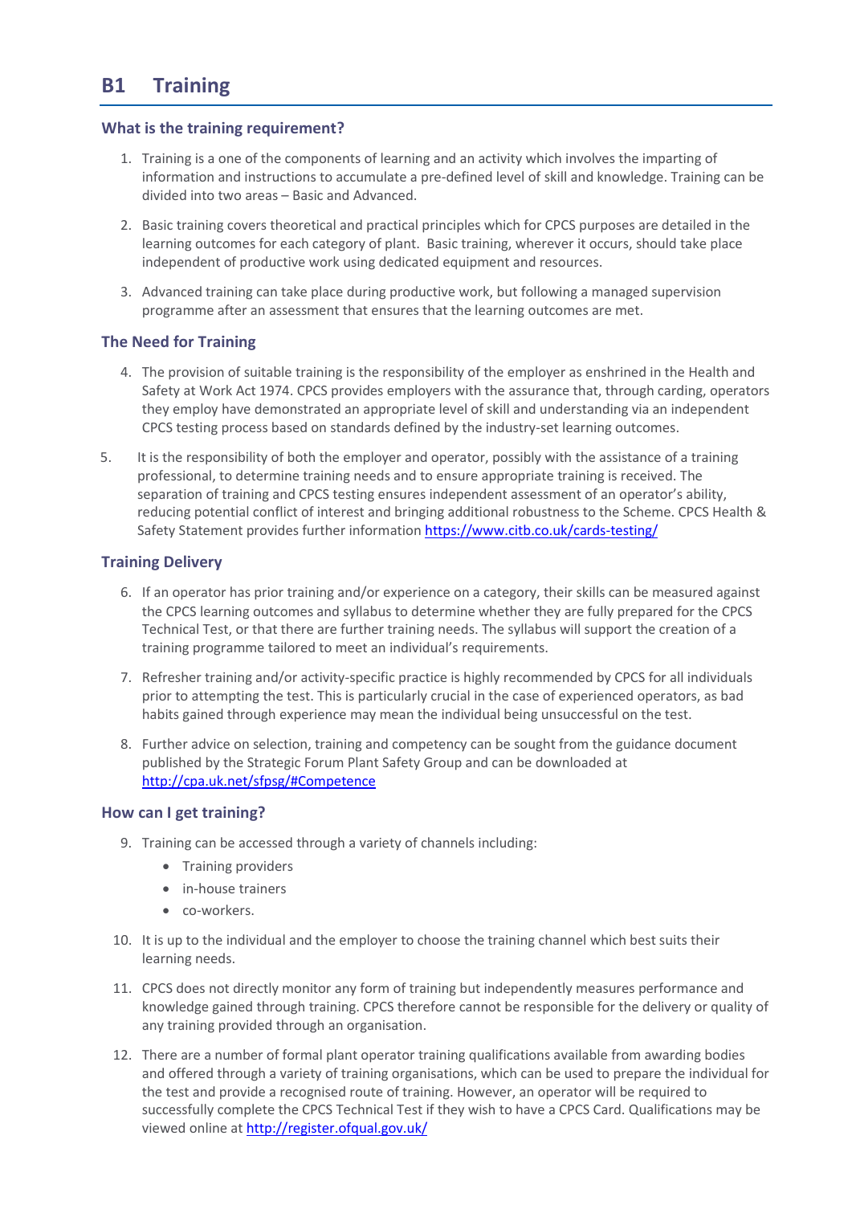# B1 Training

## What is the training requirement?

1. Training is a one of the components of learning and an activity which involves the imparting of information and instructions to accumulate a pre-defined level of skill and knowledge. Training can be divided into two areas – Basic and Advanced.

2. Basic training covers theoretical and practical principles which for CPCS purposes are detailed in the learning outcomes for each category of plant. Basic training, wherever it occurs, should take place independent of productive work using dedicated equipment and resources.

3. Advanced training can take place during productive work, but following a managed supervision programme after an assessment that ensures that the learning outcomes are met.

## The Need for Training

4. The provision of suitable training is the responsibility of the employer as enshrined in the Health and Safety at Work Act 1974. CPCS provides employers with the assurance that, through carding, operators they employ have demonstrated an appropriate level of skill and understanding via an independent CPCS testing process based on standards defined by the industry-set learning outcomes.

5. It is the responsibility of both the employer and operator, possibly with the assistance of a training professional, to determine training needs and to ensure appropriate training is received. The separation of training and CPCS testing ensures independent assessment of an operator's ability, reducing potential conflict of interest and bringing additional robustness to the Scheme. CPCS Health & Safety Statement provides further information https://www.citb.co.uk/cards-testing/

## Training Delivery

6. If an operator has prior training and/or experience on a category, their skills can be measured against the CPCS learning outcomes and syllabus to determine whether they are fully prepared for the CPCS Technical Test, or that there are further training needs. The syllabus will support the creation of a training programme tailored to meet an individual's requirements.

7. Refresher training and/or activity-specific practice is highly recommended by CPCS for all individuals prior to attempting the test. This is particularly crucial in the case of experienced operators, as bad habits gained through experience may mean the individual being unsuccessful on the test.

8. Further advice on selection, training and competency can be sought from the guidance document published by the Strategic Forum Plant Safety Group and can be downloaded at http://cpa.uk.net/sfpsg/#Competence

## How can I get training?

9. Training can be accessed through a variety of channels including:
   - Training providers
   - in-house trainers
   - co-workers.

10. It is up to the individual and the employer to choose the training channel which best suits their learning needs.

11. CPCS does not directly monitor any form of training but independently measures performance and knowledge gained through training. CPCS therefore cannot be responsible for the delivery or quality of any training provided through an organisation.

12. There are a number of formal plant operator training qualifications available from awarding bodies and offered through a variety of training organisations, which can be used to prepare the individual for the test and provide a recognised route of training. However, an operator will be required to successfully complete the CPCS Technical Test if they wish to have a CPCS Card. Qualifications may be viewed online at http://register.ofqual.gov.uk/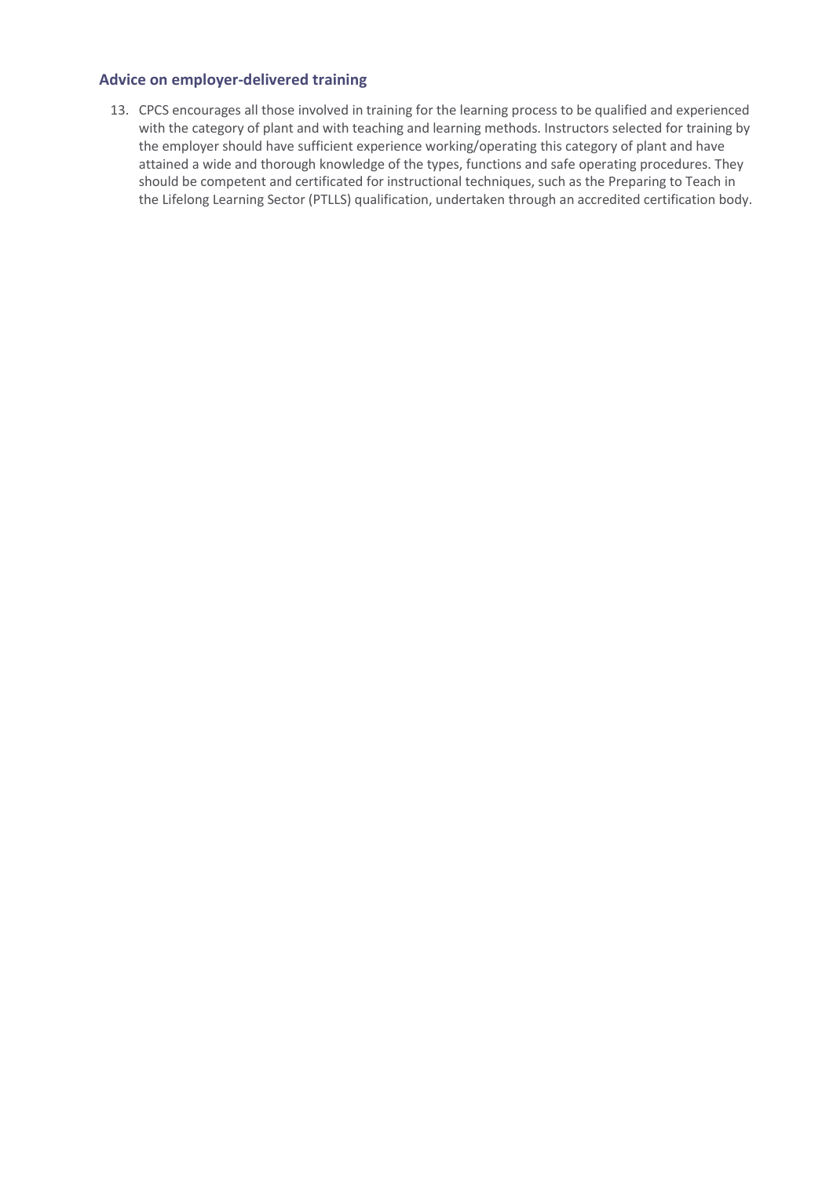## Advice on employer-delivered training

13. CPCS encourages all those involved in training for the learning process to be qualified and experienced with the category of plant and with teaching and learning methods. Instructors selected for training by the employer should have sufficient experience working/operating this category of plant and have attained a wide and thorough knowledge of the types, functions and safe operating procedures. They should be competent and certificated for instructional techniques, such as the Preparing to Teach in the Lifelong Learning Sector (PTLLS) qualification, undertaken through an accredited certification body.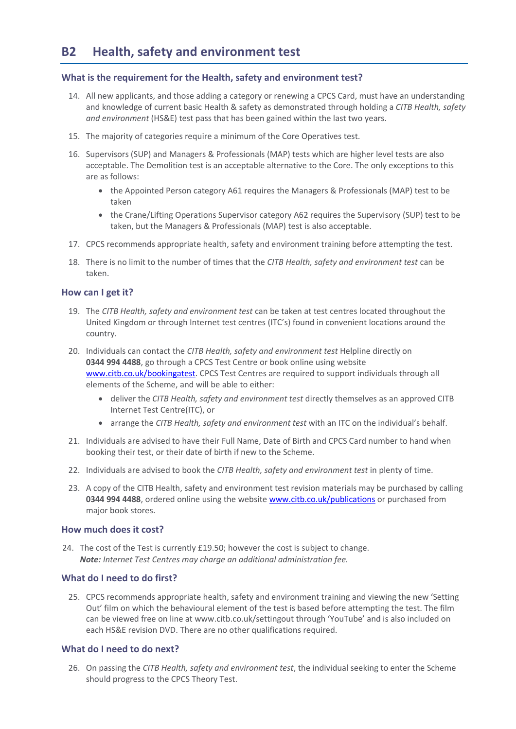## B2 Health, safety and environment test

### What is the requirement for the Health, safety and environment test?

14. All new applicants, and those adding a category or renewing a CPCS Card, must have an understanding and knowledge of current basic Health & safety as demonstrated through holding a *CITB Health, safety and environment* (HS&E) test pass that has been gained within the last two years.

15. The majority of categories require a minimum of the Core Operatives test.

16. Supervisors (SUP) and Managers & Professionals (MAP) tests which are higher level tests are also acceptable. The Demolition test is an acceptable alternative to the Core. The only exceptions to this are as follows:
    - the Appointed Person category A61 requires the Managers & Professionals (MAP) test to be taken
    - the Crane/Lifting Operations Supervisor category A62 requires the Supervisory (SUP) test to be taken, but the Managers & Professionals (MAP) test is also acceptable.

17. CPCS recommends appropriate health, safety and environment training before attempting the test.

18. There is no limit to the number of times that the *CITB Health, safety and environment test* can be taken.

### How can I get it?

19. The *CITB Health, safety and environment test* can be taken at test centres located throughout the United Kingdom or through Internet test centres (ITC's) found in convenient locations around the country.

20. Individuals can contact the *CITB Health, safety and environment test* Helpline directly on **0344 994 4488**, go through a CPCS Test Centre or book online using website [www.citb.co.uk/bookingatest](www.citb.co.uk/bookingatest). CPCS Test Centres are required to support individuals through all elements of the Scheme, and will be able to either:
    - deliver the *CITB Health, safety and environment test* directly themselves as an approved CITB Internet Test Centre(ITC), or
    - arrange the *CITB Health, safety and environment test* with an ITC on the individual's behalf.

21. Individuals are advised to have their Full Name, Date of Birth and CPCS Card number to hand when booking their test, or their date of birth if new to the Scheme.

22. Individuals are advised to book the *CITB Health, safety and environment test* in plenty of time.

23. A copy of the CITB Health, safety and environment test revision materials may be purchased by calling **0344 994 4488**, ordered online using the website [www.citb.co.uk/publications](www.citb.co.uk/publications) or purchased from major book stores.

### How much does it cost?

24. The cost of the Test is currently £19.50; however the cost is subject to change.
    ***Note:** Internet Test Centres may charge an additional administration fee.*

### What do I need to do first?

25. CPCS recommends appropriate health, safety and environment training and viewing the new 'Setting Out' film on which the behavioural element of the test is based before attempting the test. The film can be viewed free on line at www.citb.co.uk/settingout through 'YouTube' and is also included on each HS&E revision DVD. There are no other qualifications required.

### What do I need to do next?

26. On passing the *CITB Health, safety and environment test*, the individual seeking to enter the Scheme should progress to the CPCS Theory Test.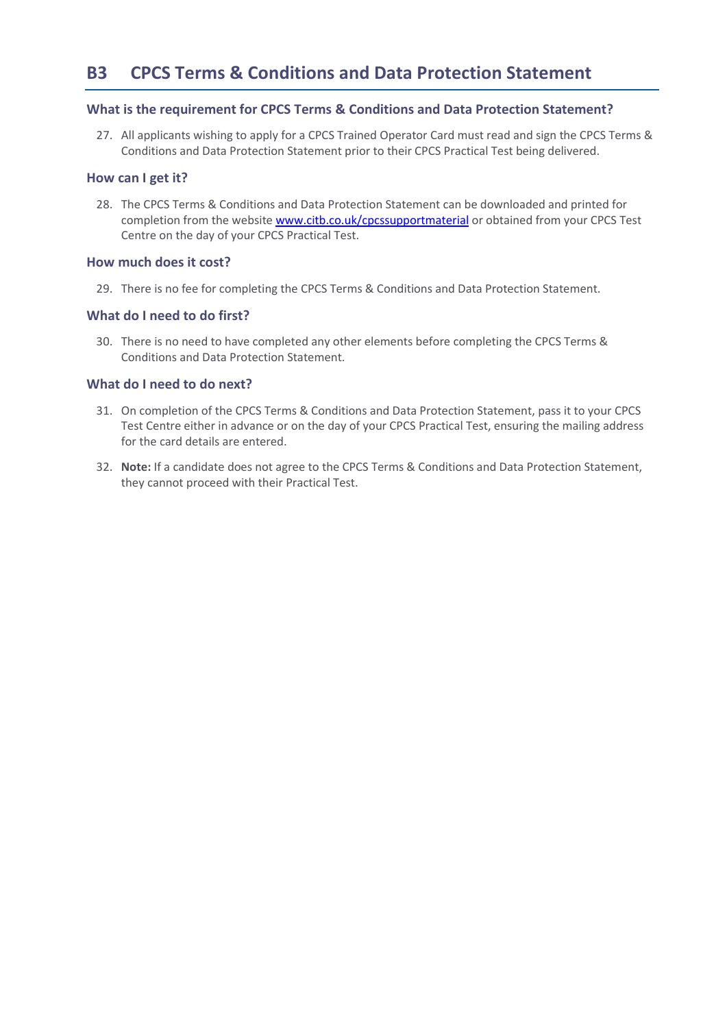## B3 CPCS Terms & Conditions and Data Protection Statement

### What is the requirement for CPCS Terms & Conditions and Data Protection Statement?

27. All applicants wishing to apply for a CPCS Trained Operator Card must read and sign the CPCS Terms & Conditions and Data Protection Statement prior to their CPCS Practical Test being delivered.

### How can I get it?

28. The CPCS Terms & Conditions and Data Protection Statement can be downloaded and printed for completion from the website [www.citb.co.uk/cpcssupportmaterial](www.citb.co.uk/cpcssupportmaterial) or obtained from your CPCS Test Centre on the day of your CPCS Practical Test.

### How much does it cost?

29. There is no fee for completing the CPCS Terms & Conditions and Data Protection Statement.

### What do I need to do first?

30. There is no need to have completed any other elements before completing the CPCS Terms & Conditions and Data Protection Statement.

### What do I need to do next?

31. On completion of the CPCS Terms & Conditions and Data Protection Statement, pass it to your CPCS Test Centre either in advance or on the day of your CPCS Practical Test, ensuring the mailing address for the card details are entered.

32. **Note:** If a candidate does not agree to the CPCS Terms & Conditions and Data Protection Statement, they cannot proceed with their Practical Test.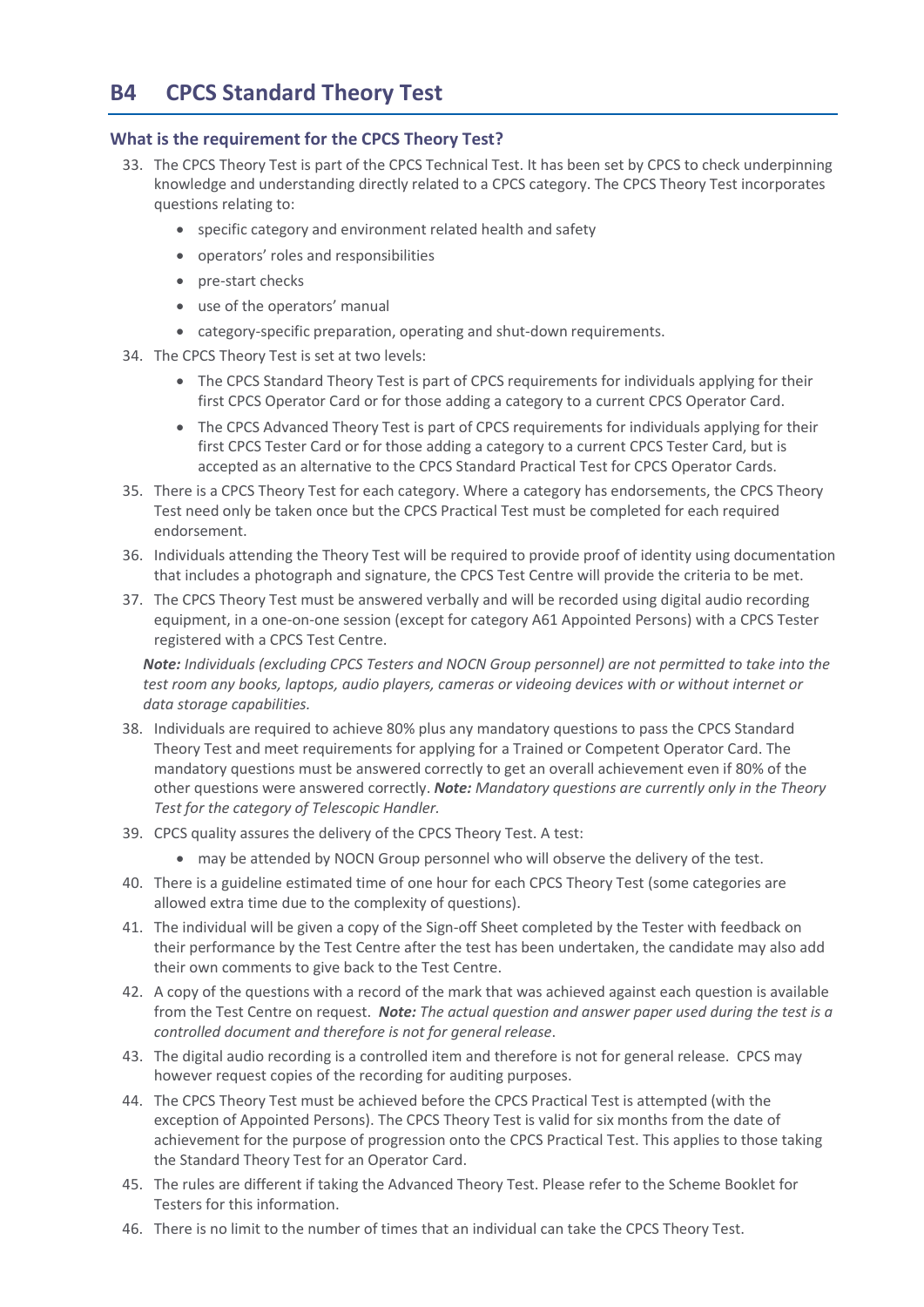## B4 CPCS Standard Theory Test

### What is the requirement for the CPCS Theory Test?

33. The CPCS Theory Test is part of the CPCS Technical Test. It has been set by CPCS to check underpinning knowledge and understanding directly related to a CPCS category. The CPCS Theory Test incorporates questions relating to:
    - specific category and environment related health and safety
    - operators' roles and responsibilities
    - pre-start checks
    - use of the operators' manual
    - category-specific preparation, operating and shut-down requirements.
34. The CPCS Theory Test is set at two levels:
    - The CPCS Standard Theory Test is part of CPCS requirements for individuals applying for their first CPCS Operator Card or for those adding a category to a current CPCS Operator Card.
    - The CPCS Advanced Theory Test is part of CPCS requirements for individuals applying for their first CPCS Tester Card or for those adding a category to a current CPCS Tester Card, but is accepted as an alternative to the CPCS Standard Practical Test for CPCS Operator Cards.
35. There is a CPCS Theory Test for each category. Where a category has endorsements, the CPCS Theory Test need only be taken once but the CPCS Practical Test must be completed for each required endorsement.
36. Individuals attending the Theory Test will be required to provide proof of identity using documentation that includes a photograph and signature, the CPCS Test Centre will provide the criteria to be met.
37. The CPCS Theory Test must be answered verbally and will be recorded using digital audio recording equipment, in a one-on-one session (except for category A61 Appointed Persons) with a CPCS Tester registered with a CPCS Test Centre.

    ***Note:*** *Individuals (excluding CPCS Testers and NOCN Group personnel) are not permitted to take into the test room any books, laptops, audio players, cameras or videoing devices with or without internet or data storage capabilities.*
38. Individuals are required to achieve 80% plus any mandatory questions to pass the CPCS Standard Theory Test and meet requirements for applying for a Trained or Competent Operator Card. The mandatory questions must be answered correctly to get an overall achievement even if 80% of the other questions were answered correctly. ***Note:*** *Mandatory questions are currently only in the Theory Test for the category of Telescopic Handler.*
39. CPCS quality assures the delivery of the CPCS Theory Test. A test:
    - may be attended by NOCN Group personnel who will observe the delivery of the test.
40. There is a guideline estimated time of one hour for each CPCS Theory Test (some categories are allowed extra time due to the complexity of questions).
41. The individual will be given a copy of the Sign-off Sheet completed by the Tester with feedback on their performance by the Test Centre after the test has been undertaken, the candidate may also add their own comments to give back to the Test Centre.
42. A copy of the questions with a record of the mark that was achieved against each question is available from the Test Centre on request. ***Note:*** *The actual question and answer paper used during the test is a controlled document and therefore is not for general release.*
43. The digital audio recording is a controlled item and therefore is not for general release. CPCS may however request copies of the recording for auditing purposes.
44. The CPCS Theory Test must be achieved before the CPCS Practical Test is attempted (with the exception of Appointed Persons). The CPCS Theory Test is valid for six months from the date of achievement for the purpose of progression onto the CPCS Practical Test. This applies to those taking the Standard Theory Test for an Operator Card.
45. The rules are different if taking the Advanced Theory Test. Please refer to the Scheme Booklet for Testers for this information.
46. There is no limit to the number of times that an individual can take the CPCS Theory Test.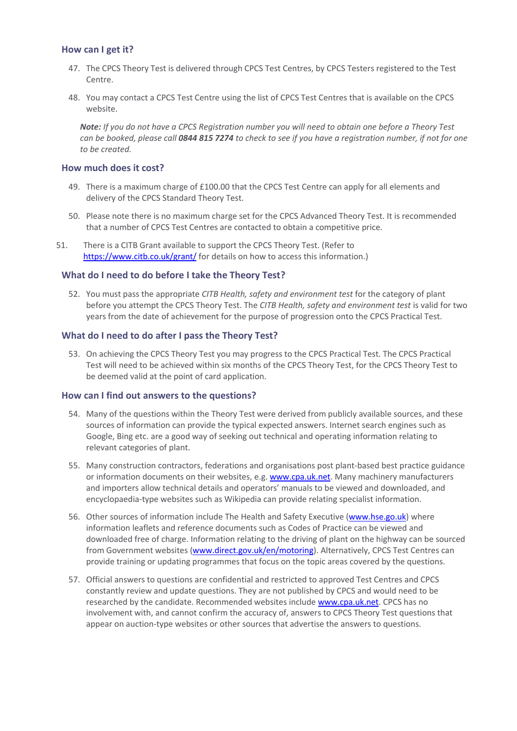## How can I get it?

47. The CPCS Theory Test is delivered through CPCS Test Centres, by CPCS Testers registered to the Test Centre.

48. You may contact a CPCS Test Centre using the list of CPCS Test Centres that is available on the CPCS website.

*__Note:__ If you do not have a CPCS Registration number you will need to obtain one before a Theory Test can be booked, please call __0844 815 7274__ to check to see if you have a registration number, if not for one to be created.*

## How much does it cost?

49. There is a maximum charge of £100.00 that the CPCS Test Centre can apply for all elements and delivery of the CPCS Standard Theory Test.

50. Please note there is no maximum charge set for the CPCS Advanced Theory Test. It is recommended that a number of CPCS Test Centres are contacted to obtain a competitive price.

51. There is a CITB Grant available to support the CPCS Theory Test. (Refer to https://www.citb.co.uk/grant/ for details on how to access this information.)

## What do I need to do before I take the Theory Test?

52. You must pass the appropriate *CITB Health, safety and environment test* for the category of plant before you attempt the CPCS Theory Test. The *CITB Health, safety and environment test* is valid for two years from the date of achievement for the purpose of progression onto the CPCS Practical Test.

## What do I need to do after I pass the Theory Test?

53. On achieving the CPCS Theory Test you may progress to the CPCS Practical Test. The CPCS Practical Test will need to be achieved within six months of the CPCS Theory Test, for the CPCS Theory Test to be deemed valid at the point of card application.

## How can I find out answers to the questions?

54. Many of the questions within the Theory Test were derived from publicly available sources, and these sources of information can provide the typical expected answers. Internet search engines such as Google, Bing etc. are a good way of seeking out technical and operating information relating to relevant categories of plant.

55. Many construction contractors, federations and organisations post plant-based best practice guidance or information documents on their websites, e.g. www.cpa.uk.net. Many machinery manufacturers and importers allow technical details and operators' manuals to be viewed and downloaded, and encyclopaedia-type websites such as Wikipedia can provide relating specialist information.

56. Other sources of information include The Health and Safety Executive (www.hse.go.uk) where information leaflets and reference documents such as Codes of Practice can be viewed and downloaded free of charge. Information relating to the driving of plant on the highway can be sourced from Government websites (www.direct.gov.uk/en/motoring). Alternatively, CPCS Test Centres can provide training or updating programmes that focus on the topic areas covered by the questions.

57. Official answers to questions are confidential and restricted to approved Test Centres and CPCS constantly review and update questions. They are not published by CPCS and would need to be researched by the candidate. Recommended websites include www.cpa.uk.net. CPCS has no involvement with, and cannot confirm the accuracy of, answers to CPCS Theory Test questions that appear on auction-type websites or other sources that advertise the answers to questions.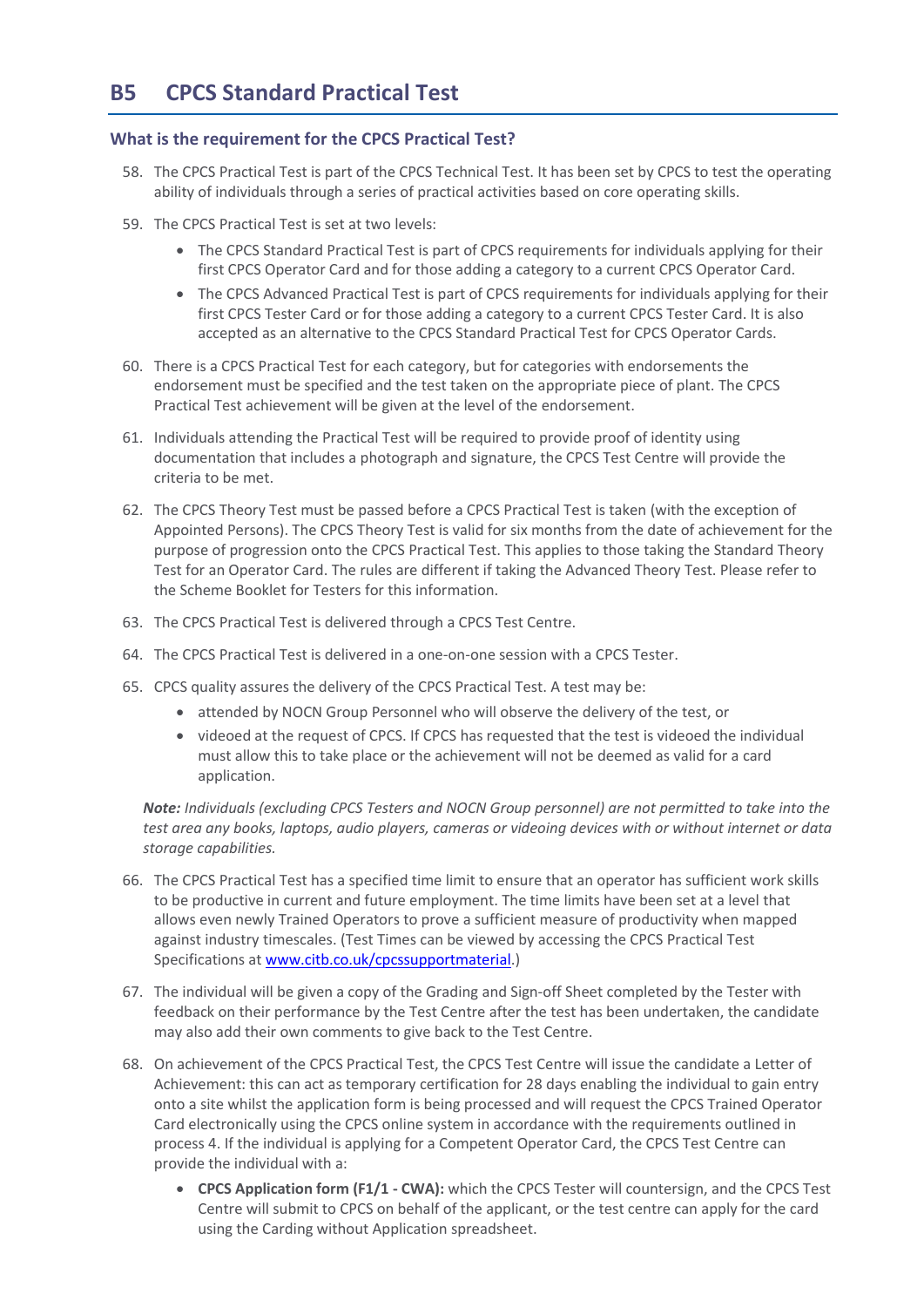# B5 CPCS Standard Practical Test

## What is the requirement for the CPCS Practical Test?

58. The CPCS Practical Test is part of the CPCS Technical Test. It has been set by CPCS to test the operating ability of individuals through a series of practical activities based on core operating skills.

59. The CPCS Practical Test is set at two levels:
    - The CPCS Standard Practical Test is part of CPCS requirements for individuals applying for their first CPCS Operator Card and for those adding a category to a current CPCS Operator Card.
    - The CPCS Advanced Practical Test is part of CPCS requirements for individuals applying for their first CPCS Tester Card or for those adding a category to a current CPCS Tester Card. It is also accepted as an alternative to the CPCS Standard Practical Test for CPCS Operator Cards.

60. There is a CPCS Practical Test for each category, but for categories with endorsements the endorsement must be specified and the test taken on the appropriate piece of plant. The CPCS Practical Test achievement will be given at the level of the endorsement.

61. Individuals attending the Practical Test will be required to provide proof of identity using documentation that includes a photograph and signature, the CPCS Test Centre will provide the criteria to be met.

62. The CPCS Theory Test must be passed before a CPCS Practical Test is taken (with the exception of Appointed Persons). The CPCS Theory Test is valid for six months from the date of achievement for the purpose of progression onto the CPCS Practical Test. This applies to those taking the Standard Theory Test for an Operator Card. The rules are different if taking the Advanced Theory Test. Please refer to the Scheme Booklet for Testers for this information.

63. The CPCS Practical Test is delivered through a CPCS Test Centre.

64. The CPCS Practical Test is delivered in a one-on-one session with a CPCS Tester.

65. CPCS quality assures the delivery of the CPCS Practical Test. A test may be:
    - attended by NOCN Group Personnel who will observe the delivery of the test, or
    - videoed at the request of CPCS. If CPCS has requested that the test is videoed the individual must allow this to take place or the achievement will not be deemed as valid for a card application.

    ***Note:*** *Individuals (excluding CPCS Testers and NOCN Group personnel) are not permitted to take into the test area any books, laptops, audio players, cameras or videoing devices with or without internet or data storage capabilities.*

66. The CPCS Practical Test has a specified time limit to ensure that an operator has sufficient work skills to be productive in current and future employment. The time limits have been set at a level that allows even newly Trained Operators to prove a sufficient measure of productivity when mapped against industry timescales. (Test Times can be viewed by accessing the CPCS Practical Test Specifications at [www.citb.co.uk/cpcssupportmaterial](www.citb.co.uk/cpcssupportmaterial).)

67. The individual will be given a copy of the Grading and Sign-off Sheet completed by the Tester with feedback on their performance by the Test Centre after the test has been undertaken, the candidate may also add their own comments to give back to the Test Centre.

68. On achievement of the CPCS Practical Test, the CPCS Test Centre will issue the candidate a Letter of Achievement: this can act as temporary certification for 28 days enabling the individual to gain entry onto a site whilst the application form is being processed and will request the CPCS Trained Operator Card electronically using the CPCS online system in accordance with the requirements outlined in process 4. If the individual is applying for a Competent Operator Card, the CPCS Test Centre can provide the individual with a:
    - **CPCS Application form (F1/1 - CWA):** which the CPCS Tester will countersign, and the CPCS Test Centre will submit to CPCS on behalf of the applicant, or the test centre can apply for the card using the Carding without Application spreadsheet.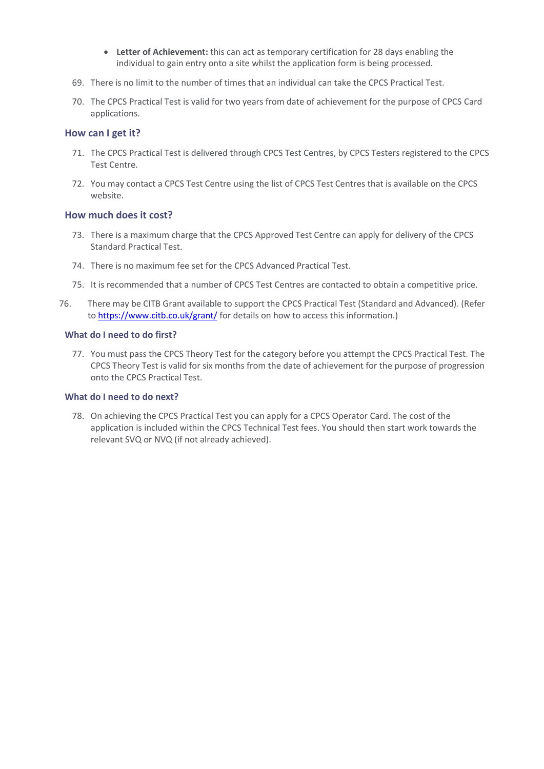- **Letter of Achievement:** this can act as temporary certification for 28 days enabling the individual to gain entry onto a site whilst the application form is being processed.

69. There is no limit to the number of times that an individual can take the CPCS Practical Test.

70. The CPCS Practical Test is valid for two years from date of achievement for the purpose of CPCS Card applications.

### How can I get it?

71. The CPCS Practical Test is delivered through CPCS Test Centres, by CPCS Testers registered to the CPCS Test Centre.

72. You may contact a CPCS Test Centre using the list of CPCS Test Centres that is available on the CPCS website.

### How much does it cost?

73. There is a maximum charge that the CPCS Approved Test Centre can apply for delivery of the CPCS Standard Practical Test.

74. There is no maximum fee set for the CPCS Advanced Practical Test.

75. It is recommended that a number of CPCS Test Centres are contacted to obtain a competitive price.

76. There may be CITB Grant available to support the CPCS Practical Test (Standard and Advanced). (Refer to [https://www.citb.co.uk/grant/](https://www.citb.co.uk/grant/) for details on how to access this information.)

### What do I need to do first?

77. You must pass the CPCS Theory Test for the category before you attempt the CPCS Practical Test. The CPCS Theory Test is valid for six months from the date of achievement for the purpose of progression onto the CPCS Practical Test.

### What do I need to do next?

78. On achieving the CPCS Practical Test you can apply for a CPCS Operator Card. The cost of the application is included within the CPCS Technical Test fees. You should then start work towards the relevant SVQ or NVQ (if not already achieved).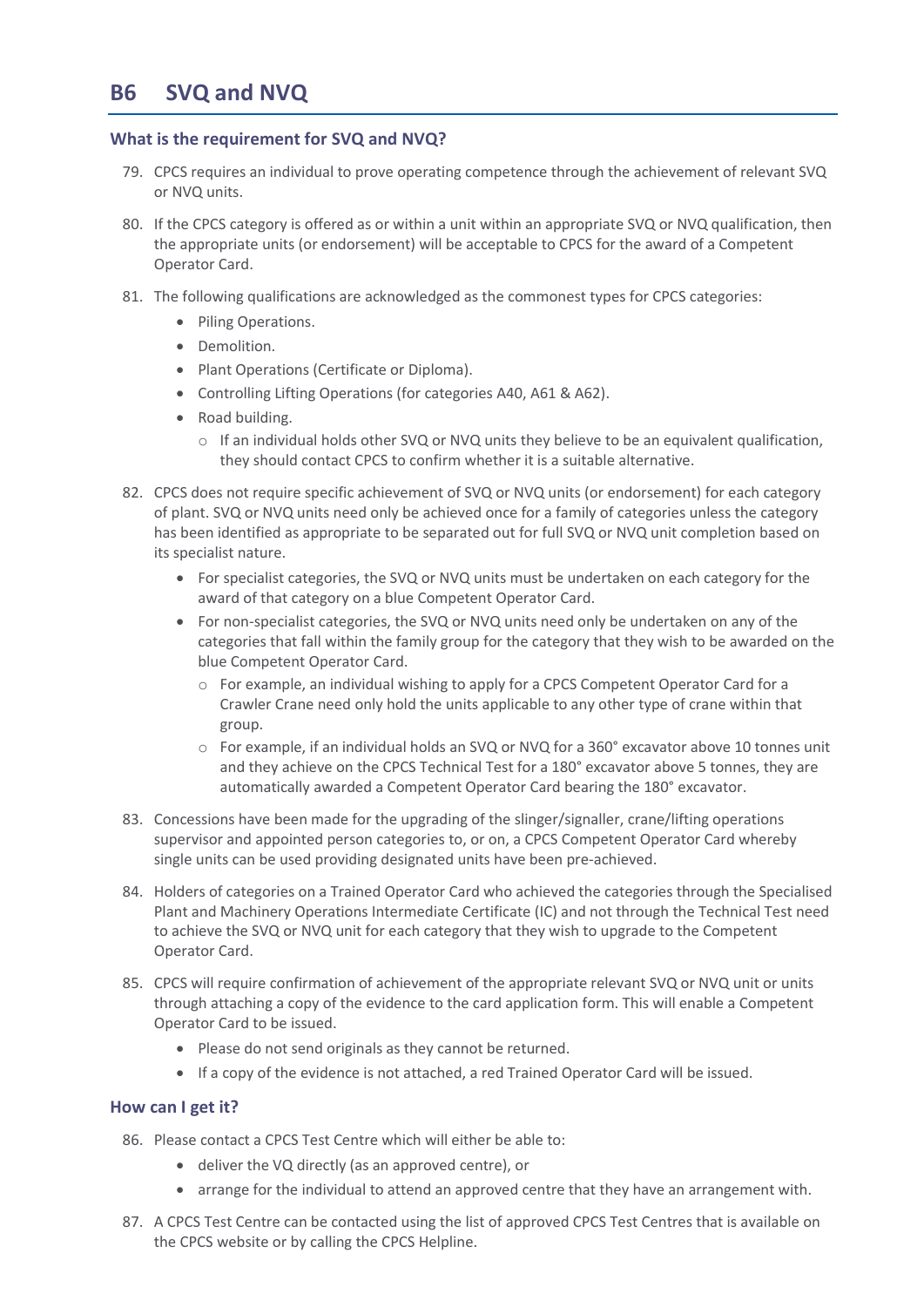# B6 SVQ and NVQ

## What is the requirement for SVQ and NVQ?

79. CPCS requires an individual to prove operating competence through the achievement of relevant SVQ or NVQ units.

80. If the CPCS category is offered as or within a unit within an appropriate SVQ or NVQ qualification, then the appropriate units (or endorsement) will be acceptable to CPCS for the award of a Competent Operator Card.

81. The following qualifications are acknowledged as the commonest types for CPCS categories:
    - Piling Operations.
    - Demolition.
    - Plant Operations (Certificate or Diploma).
    - Controlling Lifting Operations (for categories A40, A61 & A62).
    - Road building.
        - If an individual holds other SVQ or NVQ units they believe to be an equivalent qualification, they should contact CPCS to confirm whether it is a suitable alternative.

82. CPCS does not require specific achievement of SVQ or NVQ units (or endorsement) for each category of plant. SVQ or NVQ units need only be achieved once for a family of categories unless the category has been identified as appropriate to be separated out for full SVQ or NVQ unit completion based on its specialist nature.
    - For specialist categories, the SVQ or NVQ units must be undertaken on each category for the award of that category on a blue Competent Operator Card.
    - For non-specialist categories, the SVQ or NVQ units need only be undertaken on any of the categories that fall within the family group for the category that they wish to be awarded on the blue Competent Operator Card.
        - For example, an individual wishing to apply for a CPCS Competent Operator Card for a Crawler Crane need only hold the units applicable to any other type of crane within that group.
        - For example, if an individual holds an SVQ or NVQ for a 360° excavator above 10 tonnes unit and they achieve on the CPCS Technical Test for a 180° excavator above 5 tonnes, they are automatically awarded a Competent Operator Card bearing the 180° excavator.

83. Concessions have been made for the upgrading of the slinger/signaller, crane/lifting operations supervisor and appointed person categories to, or on, a CPCS Competent Operator Card whereby single units can be used providing designated units have been pre-achieved.

84. Holders of categories on a Trained Operator Card who achieved the categories through the Specialised Plant and Machinery Operations Intermediate Certificate (IC) and not through the Technical Test need to achieve the SVQ or NVQ unit for each category that they wish to upgrade to the Competent Operator Card.

85. CPCS will require confirmation of achievement of the appropriate relevant SVQ or NVQ unit or units through attaching a copy of the evidence to the card application form. This will enable a Competent Operator Card to be issued.
    - Please do not send originals as they cannot be returned.
    - If a copy of the evidence is not attached, a red Trained Operator Card will be issued.

## How can I get it?

86. Please contact a CPCS Test Centre which will either be able to:
    - deliver the VQ directly (as an approved centre), or
    - arrange for the individual to attend an approved centre that they have an arrangement with.

87. A CPCS Test Centre can be contacted using the list of approved CPCS Test Centres that is available on the CPCS website or by calling the CPCS Helpline.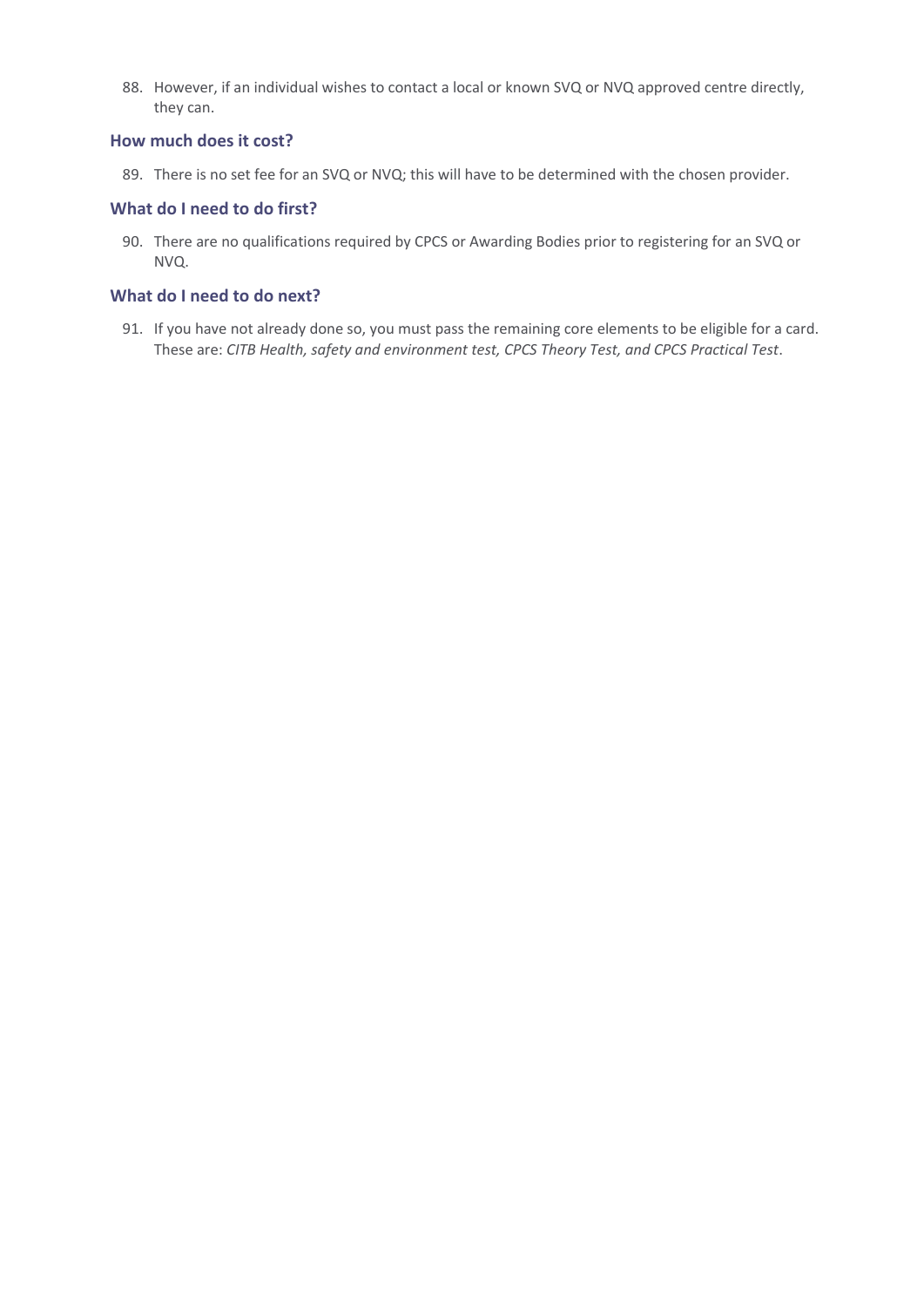88. However, if an individual wishes to contact a local or known SVQ or NVQ approved centre directly, they can.

### How much does it cost?

89. There is no set fee for an SVQ or NVQ; this will have to be determined with the chosen provider.

### What do I need to do first?

90. There are no qualifications required by CPCS or Awarding Bodies prior to registering for an SVQ or NVQ.

### What do I need to do next?

91. If you have not already done so, you must pass the remaining core elements to be eligible for a card. These are: *CITB Health, safety and environment test, CPCS Theory Test, and CPCS Practical Test*.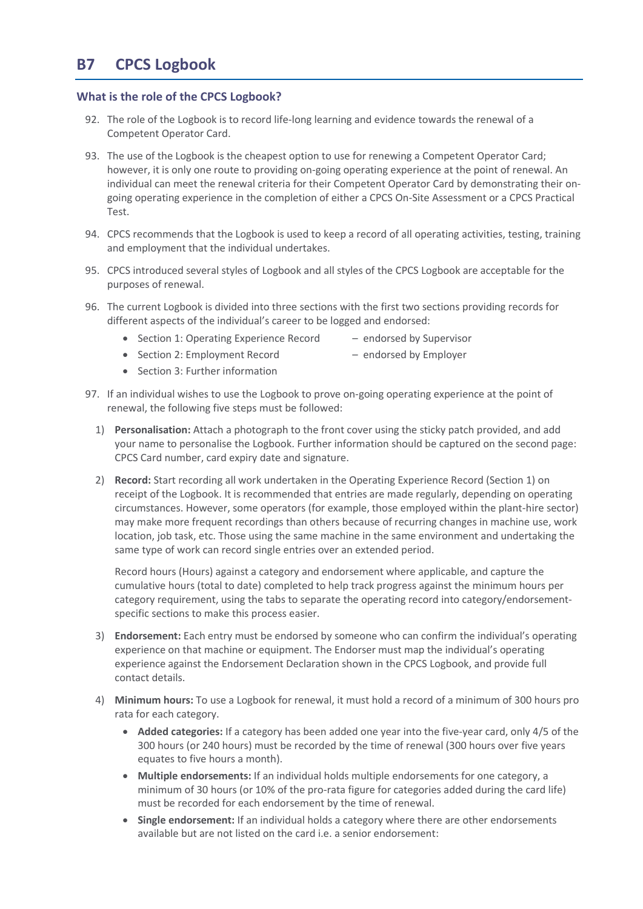## B7 CPCS Logbook

### What is the role of the CPCS Logbook?

92. The role of the Logbook is to record life-long learning and evidence towards the renewal of a Competent Operator Card.

93. The use of the Logbook is the cheapest option to use for renewing a Competent Operator Card; however, it is only one route to providing on-going operating experience at the point of renewal. An individual can meet the renewal criteria for their Competent Operator Card by demonstrating their on-going operating experience in the completion of either a CPCS On-Site Assessment or a CPCS Practical Test.

94. CPCS recommends that the Logbook is used to keep a record of all operating activities, testing, training and employment that the individual undertakes.

95. CPCS introduced several styles of Logbook and all styles of the CPCS Logbook are acceptable for the purposes of renewal.

96. The current Logbook is divided into three sections with the first two sections providing records for different aspects of the individual's career to be logged and endorsed:
    - Section 1: Operating Experience Record – endorsed by Supervisor
    - Section 2: Employment Record – endorsed by Employer
    - Section 3: Further information

97. If an individual wishes to use the Logbook to prove on-going operating experience at the point of renewal, the following five steps must be followed:

    1) **Personalisation:** Attach a photograph to the front cover using the sticky patch provided, and add your name to personalise the Logbook. Further information should be captured on the second page: CPCS Card number, card expiry date and signature.

    2) **Record:** Start recording all work undertaken in the Operating Experience Record (Section 1) on receipt of the Logbook. It is recommended that entries are made regularly, depending on operating circumstances. However, some operators (for example, those employed within the plant-hire sector) may make more frequent recordings than others because of recurring changes in machine use, work location, job task, etc. Those using the same machine in the same environment and undertaking the same type of work can record single entries over an extended period.

       Record hours (Hours) against a category and endorsement where applicable, and capture the cumulative hours (total to date) completed to help track progress against the minimum hours per category requirement, using the tabs to separate the operating record into category/endorsement-specific sections to make this process easier.

    3) **Endorsement:** Each entry must be endorsed by someone who can confirm the individual's operating experience on that machine or equipment. The Endorser must map the individual's operating experience against the Endorsement Declaration shown in the CPCS Logbook, and provide full contact details.

    4) **Minimum hours:** To use a Logbook for renewal, it must hold a record of a minimum of 300 hours pro rata for each category.
       - **Added categories:** If a category has been added one year into the five-year card, only 4/5 of the 300 hours (or 240 hours) must be recorded by the time of renewal (300 hours over five years equates to five hours a month).
       - **Multiple endorsements:** If an individual holds multiple endorsements for one category, a minimum of 30 hours (or 10% of the pro-rata figure for categories added during the card life) must be recorded for each endorsement by the time of renewal.
       - **Single endorsement:** If an individual holds a category where there are other endorsements available but are not listed on the card i.e. a senior endorsement: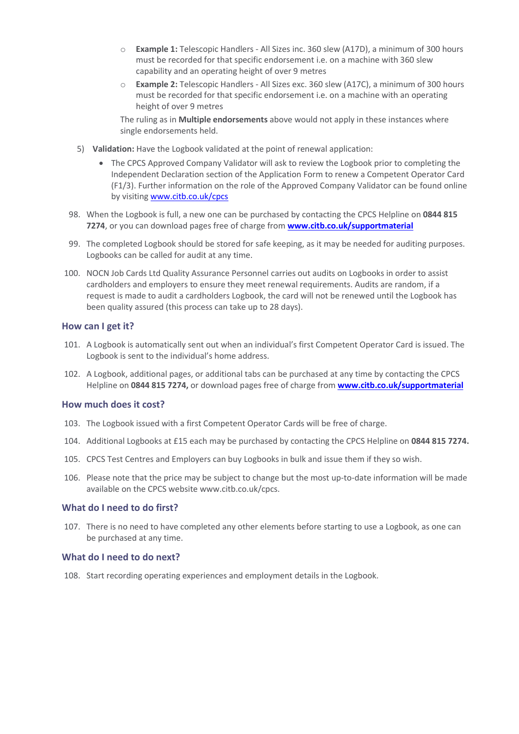- **Example 1:** Telescopic Handlers - All Sizes inc. 360 slew (A17D), a minimum of 300 hours must be recorded for that specific endorsement i.e. on a machine with 360 slew capability and an operating height of over 9 metres
  - **Example 2:** Telescopic Handlers - All Sizes exc. 360 slew (A17C), a minimum of 300 hours must be recorded for that specific endorsement i.e. on a machine with an operating height of over 9 metres

  The ruling as in **Multiple endorsements** above would not apply in these instances where single endorsements held.

5) **Validation:** Have the Logbook validated at the point of renewal application:
   - The CPCS Approved Company Validator will ask to review the Logbook prior to completing the Independent Declaration section of the Application Form to renew a Competent Operator Card (F1/3). Further information on the role of the Approved Company Validator can be found online by visiting www.citb.co.uk/cpcs

98. When the Logbook is full, a new one can be purchased by contacting the CPCS Helpline on **0844 815 7274**, or you can download pages free of charge from **www.citb.co.uk/supportmaterial**

99. The completed Logbook should be stored for safe keeping, as it may be needed for auditing purposes. Logbooks can be called for audit at any time.

100. NOCN Job Cards Ltd Quality Assurance Personnel carries out audits on Logbooks in order to assist cardholders and employers to ensure they meet renewal requirements. Audits are random, if a request is made to audit a cardholders Logbook, the card will not be renewed until the Logbook has been quality assured (this process can take up to 28 days).

### How can I get it?

101. A Logbook is automatically sent out when an individual's first Competent Operator Card is issued. The Logbook is sent to the individual's home address.

102. A Logbook, additional pages, or additional tabs can be purchased at any time by contacting the CPCS Helpline on **0844 815 7274,** or download pages free of charge from **www.citb.co.uk/supportmaterial**

### How much does it cost?

103. The Logbook issued with a first Competent Operator Cards will be free of charge.

104. Additional Logbooks at £15 each may be purchased by contacting the CPCS Helpline on **0844 815 7274.**

105. CPCS Test Centres and Employers can buy Logbooks in bulk and issue them if they so wish.

106. Please note that the price may be subject to change but the most up-to-date information will be made available on the CPCS website www.citb.co.uk/cpcs.

### What do I need to do first?

107. There is no need to have completed any other elements before starting to use a Logbook, as one can be purchased at any time.

### What do I need to do next?

108. Start recording operating experiences and employment details in the Logbook.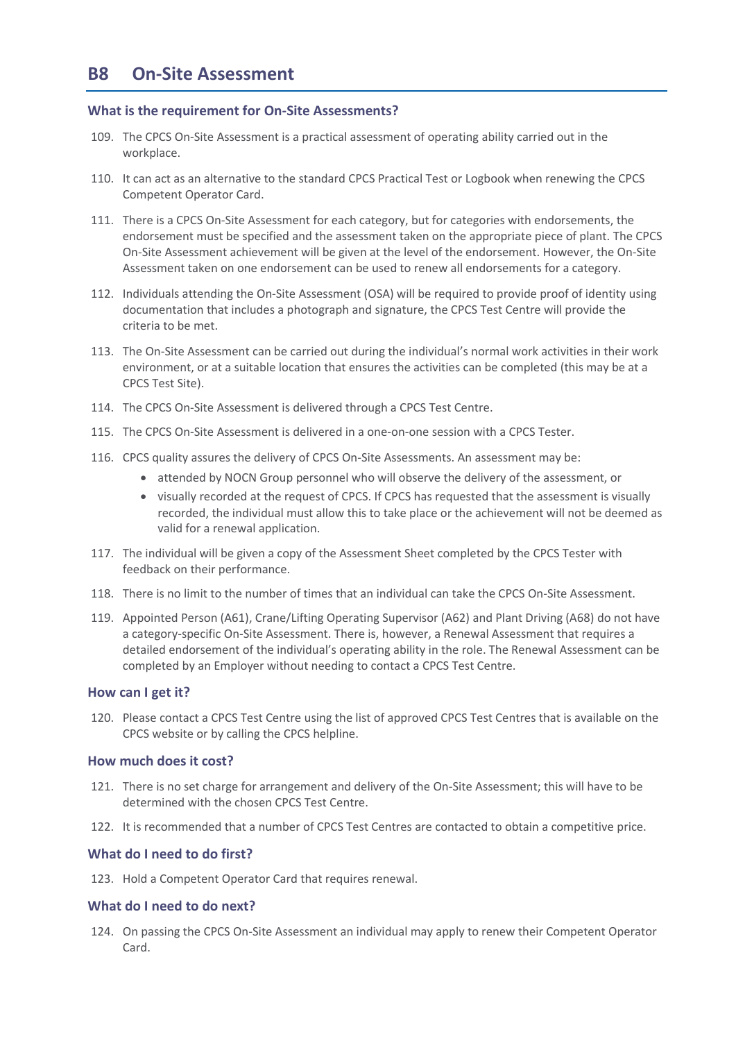## B8 On-Site Assessment

### What is the requirement for On-Site Assessments?

109. The CPCS On-Site Assessment is a practical assessment of operating ability carried out in the workplace.

110. It can act as an alternative to the standard CPCS Practical Test or Logbook when renewing the CPCS Competent Operator Card.

111. There is a CPCS On-Site Assessment for each category, but for categories with endorsements, the endorsement must be specified and the assessment taken on the appropriate piece of plant. The CPCS On-Site Assessment achievement will be given at the level of the endorsement. However, the On-Site Assessment taken on one endorsement can be used to renew all endorsements for a category.

112. Individuals attending the On-Site Assessment (OSA) will be required to provide proof of identity using documentation that includes a photograph and signature, the CPCS Test Centre will provide the criteria to be met.

113. The On-Site Assessment can be carried out during the individual's normal work activities in their work environment, or at a suitable location that ensures the activities can be completed (this may be at a CPCS Test Site).

114. The CPCS On-Site Assessment is delivered through a CPCS Test Centre.

115. The CPCS On-Site Assessment is delivered in a one-on-one session with a CPCS Tester.

116. CPCS quality assures the delivery of CPCS On-Site Assessments. An assessment may be:
    - attended by NOCN Group personnel who will observe the delivery of the assessment, or
    - visually recorded at the request of CPCS. If CPCS has requested that the assessment is visually recorded, the individual must allow this to take place or the achievement will not be deemed as valid for a renewal application.

117. The individual will be given a copy of the Assessment Sheet completed by the CPCS Tester with feedback on their performance.

118. There is no limit to the number of times that an individual can take the CPCS On-Site Assessment.

119. Appointed Person (A61), Crane/Lifting Operating Supervisor (A62) and Plant Driving (A68) do not have a category-specific On-Site Assessment. There is, however, a Renewal Assessment that requires a detailed endorsement of the individual's operating ability in the role. The Renewal Assessment can be completed by an Employer without needing to contact a CPCS Test Centre.

### How can I get it?

120. Please contact a CPCS Test Centre using the list of approved CPCS Test Centres that is available on the CPCS website or by calling the CPCS helpline.

### How much does it cost?

121. There is no set charge for arrangement and delivery of the On-Site Assessment; this will have to be determined with the chosen CPCS Test Centre.

122. It is recommended that a number of CPCS Test Centres are contacted to obtain a competitive price.

### What do I need to do first?

123. Hold a Competent Operator Card that requires renewal.

### What do I need to do next?

124. On passing the CPCS On-Site Assessment an individual may apply to renew their Competent Operator Card.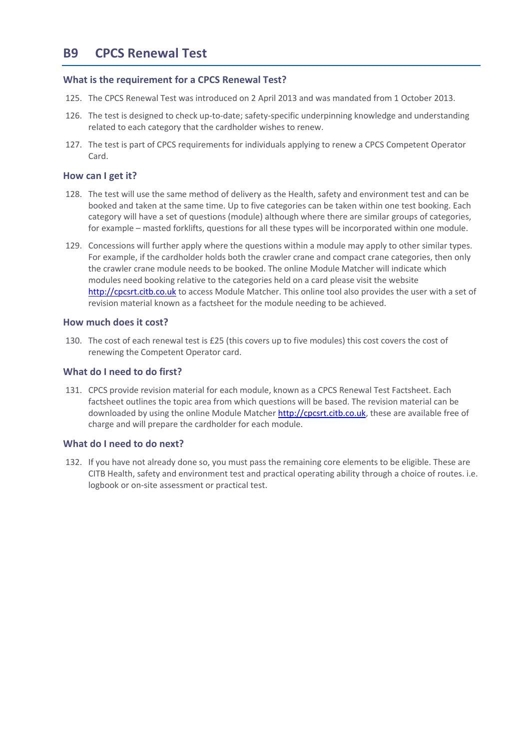## B9 CPCS Renewal Test

### What is the requirement for a CPCS Renewal Test?

125. The CPCS Renewal Test was introduced on 2 April 2013 and was mandated from 1 October 2013.

126. The test is designed to check up-to-date; safety-specific underpinning knowledge and understanding related to each category that the cardholder wishes to renew.

127. The test is part of CPCS requirements for individuals applying to renew a CPCS Competent Operator Card.

### How can I get it?

128. The test will use the same method of delivery as the Health, safety and environment test and can be booked and taken at the same time. Up to five categories can be taken within one test booking. Each category will have a set of questions (module) although where there are similar groups of categories, for example – masted forklifts, questions for all these types will be incorporated within one module.

129. Concessions will further apply where the questions within a module may apply to other similar types. For example, if the cardholder holds both the crawler crane and compact crane categories, then only the crawler crane module needs to be booked. The online Module Matcher will indicate which modules need booking relative to the categories held on a card please visit the website http://cpcsrt.citb.co.uk to access Module Matcher. This online tool also provides the user with a set of revision material known as a factsheet for the module needing to be achieved.

### How much does it cost?

130. The cost of each renewal test is £25 (this covers up to five modules) this cost covers the cost of renewing the Competent Operator card.

### What do I need to do first?

131. CPCS provide revision material for each module, known as a CPCS Renewal Test Factsheet. Each factsheet outlines the topic area from which questions will be based. The revision material can be downloaded by using the online Module Matcher http://cpcsrt.citb.co.uk, these are available free of charge and will prepare the cardholder for each module.

### What do I need to do next?

132. If you have not already done so, you must pass the remaining core elements to be eligible. These are CITB Health, safety and environment test and practical operating ability through a choice of routes. i.e. logbook or on-site assessment or practical test.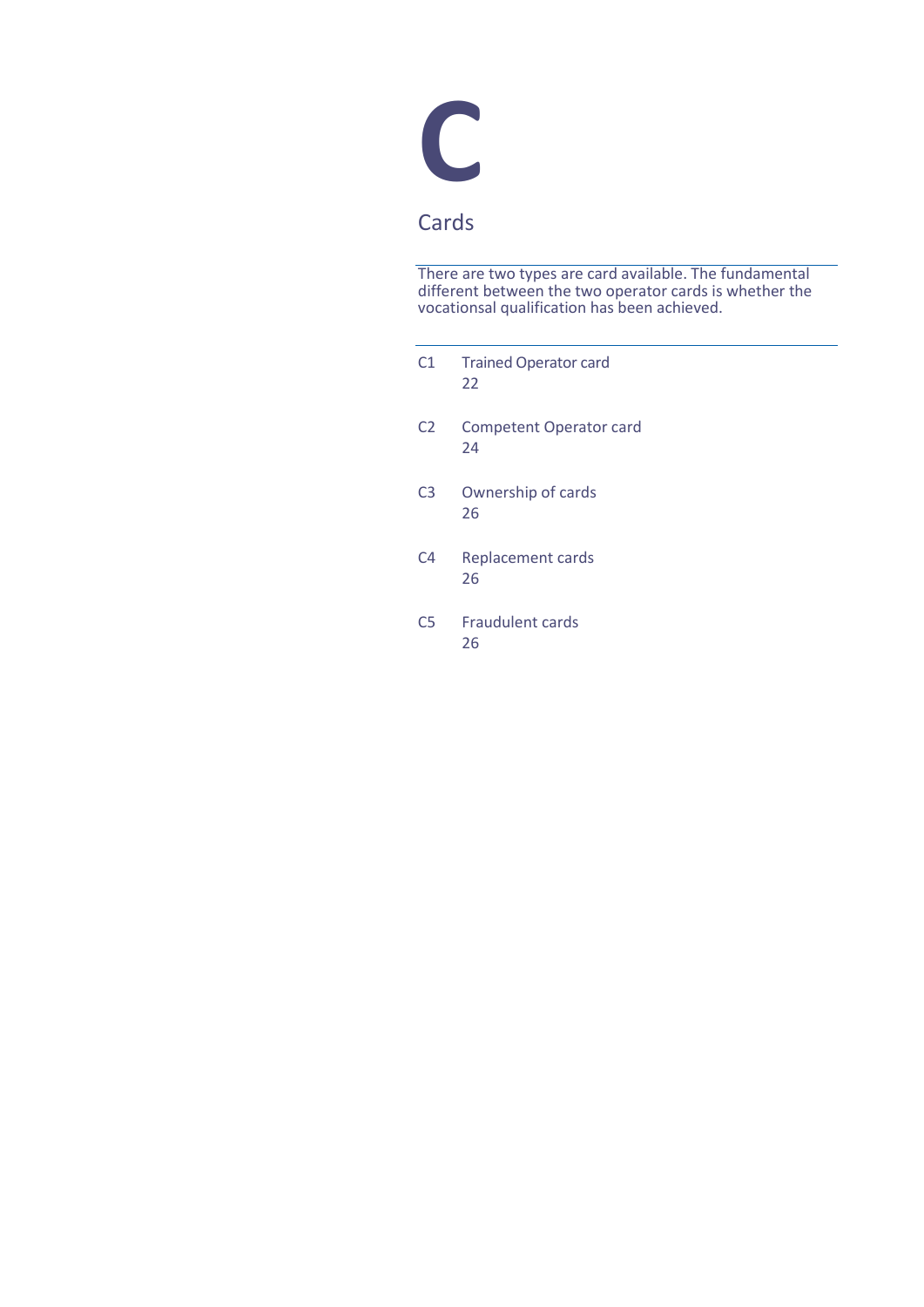# C

## Cards

There are two types are card available. The fundamental different between the two operator cards is whether the vocationsal qualification has been achieved.

| | | |
|---|---|---|
| C1 | Trained Operator card | 22 |
| C2 | Competent Operator card | 24 |
| C3 | Ownership of cards | 26 |
| C4 | Replacement cards | 26 |
| C5 | Fraudulent cards | 26 |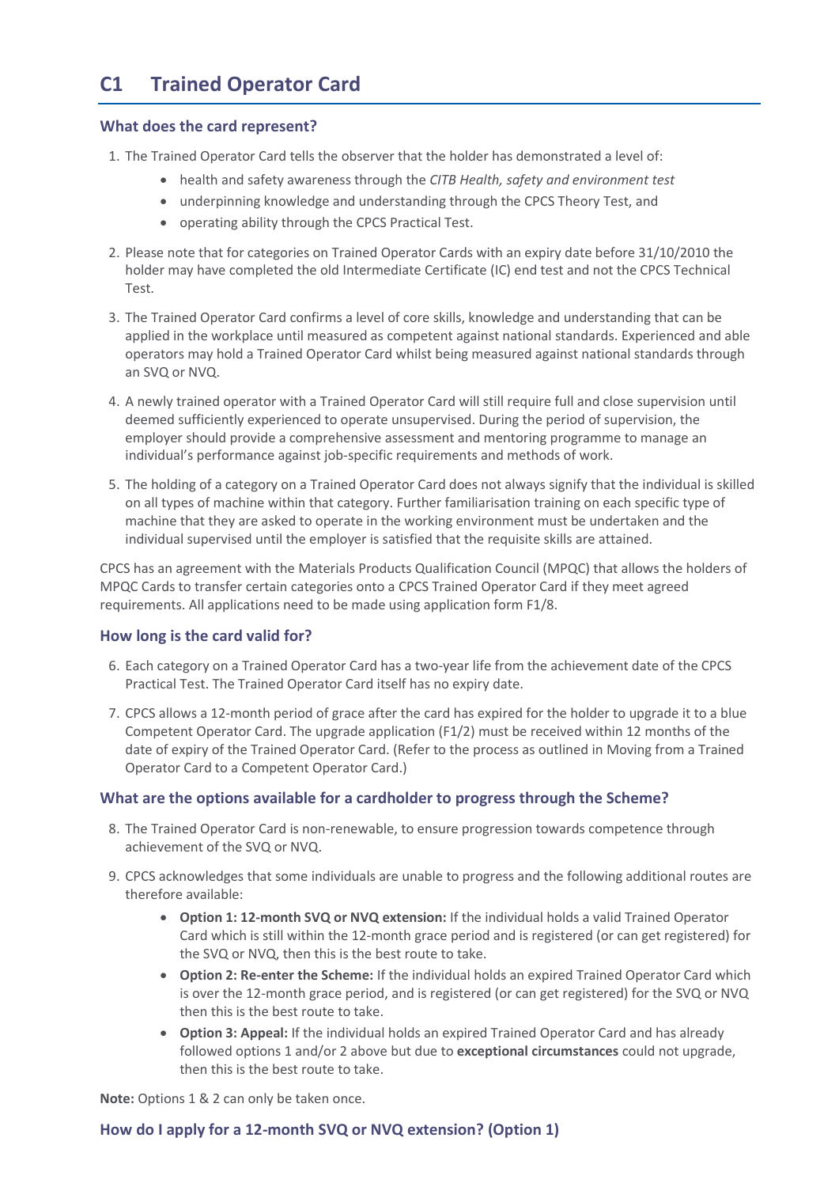# C1 Trained Operator Card

### What does the card represent?

1. The Trained Operator Card tells the observer that the holder has demonstrated a level of:
   - health and safety awareness through the *CITB Health, safety and environment test*
   - underpinning knowledge and understanding through the CPCS Theory Test, and
   - operating ability through the CPCS Practical Test.
2. Please note that for categories on Trained Operator Cards with an expiry date before 31/10/2010 the holder may have completed the old Intermediate Certificate (IC) end test and not the CPCS Technical Test.
3. The Trained Operator Card confirms a level of core skills, knowledge and understanding that can be applied in the workplace until measured as competent against national standards. Experienced and able operators may hold a Trained Operator Card whilst being measured against national standards through an SVQ or NVQ.
4. A newly trained operator with a Trained Operator Card will still require full and close supervision until deemed sufficiently experienced to operate unsupervised. During the period of supervision, the employer should provide a comprehensive assessment and mentoring programme to manage an individual's performance against job-specific requirements and methods of work.
5. The holding of a category on a Trained Operator Card does not always signify that the individual is skilled on all types of machine within that category. Further familiarisation training on each specific type of machine that they are asked to operate in the working environment must be undertaken and the individual supervised until the employer is satisfied that the requisite skills are attained.

CPCS has an agreement with the Materials Products Qualification Council (MPQC) that allows the holders of MPQC Cards to transfer certain categories onto a CPCS Trained Operator Card if they meet agreed requirements. All applications need to be made using application form F1/8.

### How long is the card valid for?

6. Each category on a Trained Operator Card has a two-year life from the achievement date of the CPCS Practical Test. The Trained Operator Card itself has no expiry date.
7. CPCS allows a 12-month period of grace after the card has expired for the holder to upgrade it to a blue Competent Operator Card. The upgrade application (F1/2) must be received within 12 months of the date of expiry of the Trained Operator Card. (Refer to the process as outlined in Moving from a Trained Operator Card to a Competent Operator Card.)

### What are the options available for a cardholder to progress through the Scheme?

8. The Trained Operator Card is non-renewable, to ensure progression towards competence through achievement of the SVQ or NVQ.
9. CPCS acknowledges that some individuals are unable to progress and the following additional routes are therefore available:
   - **Option 1: 12-month SVQ or NVQ extension:** If the individual holds a valid Trained Operator Card which is still within the 12-month grace period and is registered (or can get registered) for the SVQ or NVQ, then this is the best route to take.
   - **Option 2: Re-enter the Scheme:** If the individual holds an expired Trained Operator Card which is over the 12-month grace period, and is registered (or can get registered) for the SVQ or NVQ then this is the best route to take.
   - **Option 3: Appeal:** If the individual holds an expired Trained Operator Card and has already followed options 1 and/or 2 above but due to **exceptional circumstances** could not upgrade, then this is the best route to take.

**Note:** Options 1 & 2 can only be taken once.

### How do I apply for a 12-month SVQ or NVQ extension? (Option 1)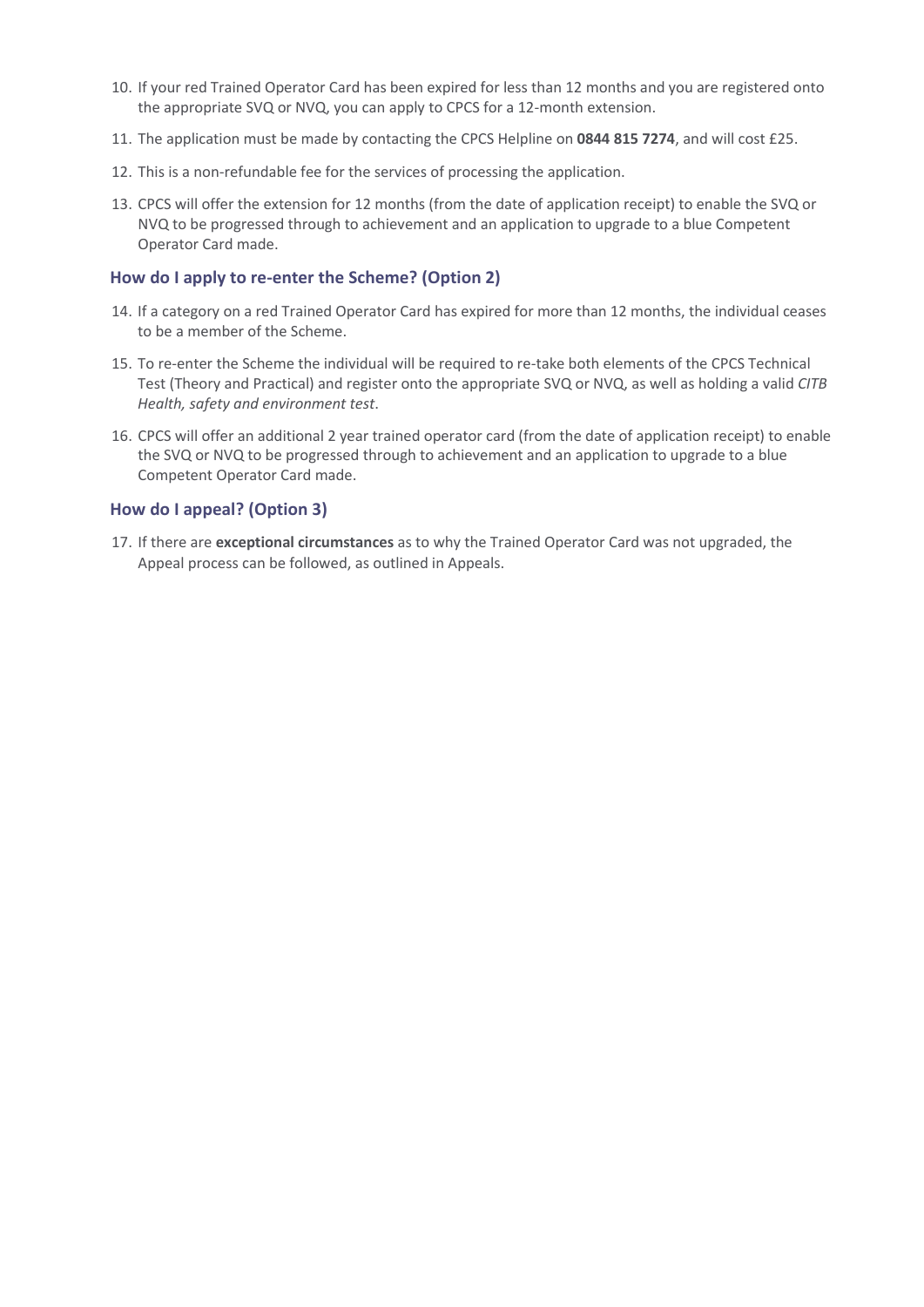10. If your red Trained Operator Card has been expired for less than 12 months and you are registered onto the appropriate SVQ or NVQ, you can apply to CPCS for a 12-month extension.
11. The application must be made by contacting the CPCS Helpline on **0844 815 7274**, and will cost £25.
12. This is a non-refundable fee for the services of processing the application.
13. CPCS will offer the extension for 12 months (from the date of application receipt) to enable the SVQ or NVQ to be progressed through to achievement and an application to upgrade to a blue Competent Operator Card made.

### How do I apply to re-enter the Scheme? (Option 2)

14. If a category on a red Trained Operator Card has expired for more than 12 months, the individual ceases to be a member of the Scheme.
15. To re-enter the Scheme the individual will be required to re-take both elements of the CPCS Technical Test (Theory and Practical) and register onto the appropriate SVQ or NVQ, as well as holding a valid *CITB Health, safety and environment test*.
16. CPCS will offer an additional 2 year trained operator card (from the date of application receipt) to enable the SVQ or NVQ to be progressed through to achievement and an application to upgrade to a blue Competent Operator Card made.

### How do I appeal? (Option 3)

17. If there are **exceptional circumstances** as to why the Trained Operator Card was not upgraded, the Appeal process can be followed, as outlined in Appeals.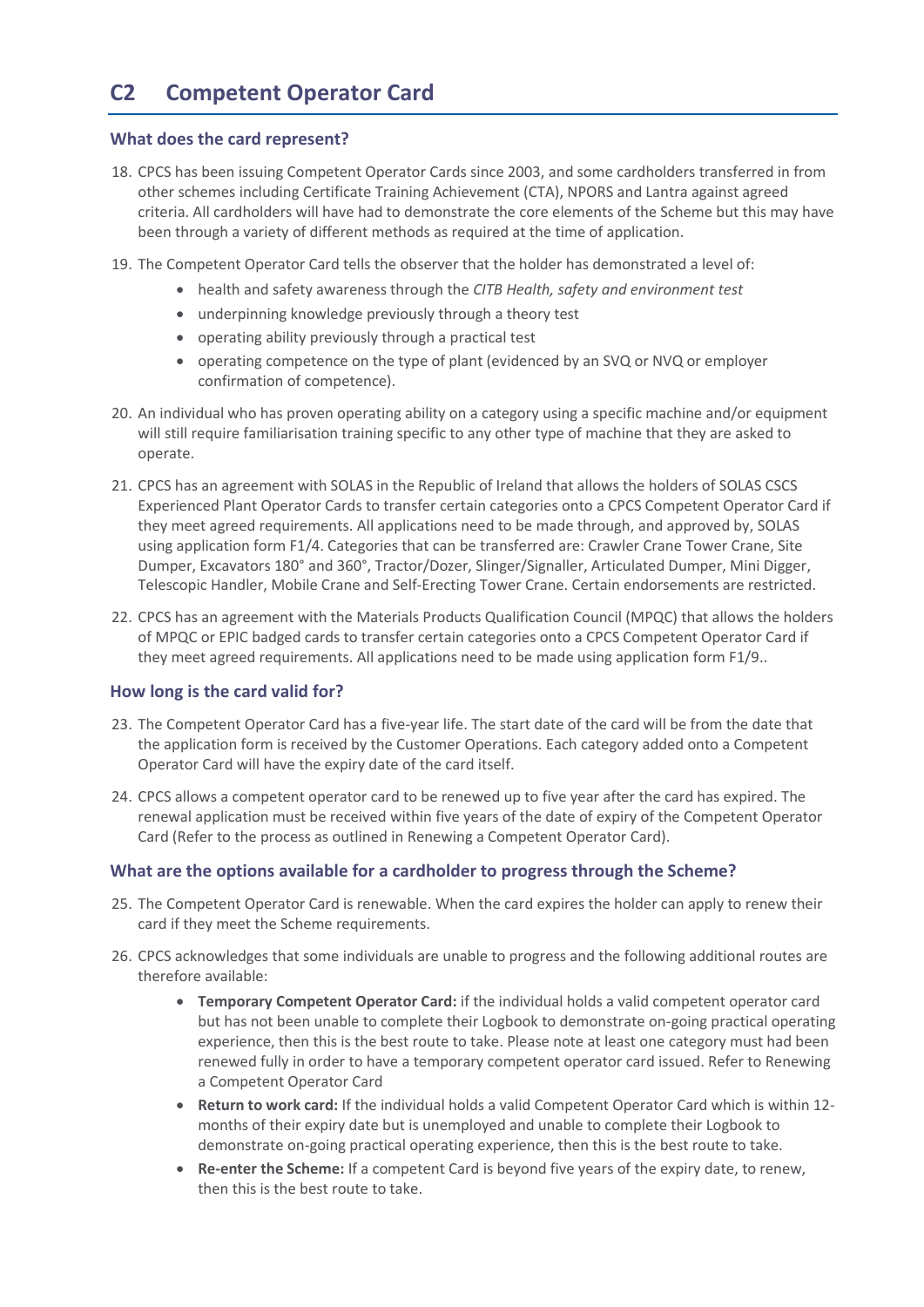## C2 Competent Operator Card

### What does the card represent?

18. CPCS has been issuing Competent Operator Cards since 2003, and some cardholders transferred in from other schemes including Certificate Training Achievement (CTA), NPORS and Lantra against agreed criteria. All cardholders will have had to demonstrate the core elements of the Scheme but this may have been through a variety of different methods as required at the time of application.

19. The Competent Operator Card tells the observer that the holder has demonstrated a level of:
    - health and safety awareness through the *CITB Health, safety and environment test*
    - underpinning knowledge previously through a theory test
    - operating ability previously through a practical test
    - operating competence on the type of plant (evidenced by an SVQ or NVQ or employer confirmation of competence).

20. An individual who has proven operating ability on a category using a specific machine and/or equipment will still require familiarisation training specific to any other type of machine that they are asked to operate.

21. CPCS has an agreement with SOLAS in the Republic of Ireland that allows the holders of SOLAS CSCS Experienced Plant Operator Cards to transfer certain categories onto a CPCS Competent Operator Card if they meet agreed requirements. All applications need to be made through, and approved by, SOLAS using application form F1/4. Categories that can be transferred are: Crawler Crane Tower Crane, Site Dumper, Excavators 180˚ and 360˚, Tractor/Dozer, Slinger/Signaller, Articulated Dumper, Mini Digger, Telescopic Handler, Mobile Crane and Self-Erecting Tower Crane. Certain endorsements are restricted.

22. CPCS has an agreement with the Materials Products Qualification Council (MPQC) that allows the holders of MPQC or EPIC badged cards to transfer certain categories onto a CPCS Competent Operator Card if they meet agreed requirements. All applications need to be made using application form F1/9..

### How long is the card valid for?

23. The Competent Operator Card has a five-year life. The start date of the card will be from the date that the application form is received by the Customer Operations. Each category added onto a Competent Operator Card will have the expiry date of the card itself.

24. CPCS allows a competent operator card to be renewed up to five year after the card has expired. The renewal application must be received within five years of the date of expiry of the Competent Operator Card (Refer to the process as outlined in Renewing a Competent Operator Card).

### What are the options available for a cardholder to progress through the Scheme?

25. The Competent Operator Card is renewable. When the card expires the holder can apply to renew their card if they meet the Scheme requirements.

26. CPCS acknowledges that some individuals are unable to progress and the following additional routes are therefore available:
    - **Temporary Competent Operator Card:** if the individual holds a valid competent operator card but has not been unable to complete their Logbook to demonstrate on-going practical operating experience, then this is the best route to take. Please note at least one category must had been renewed fully in order to have a temporary competent operator card issued. Refer to Renewing a Competent Operator Card
    - **Return to work card:** If the individual holds a valid Competent Operator Card which is within 12-months of their expiry date but is unemployed and unable to complete their Logbook to demonstrate on-going practical operating experience, then this is the best route to take.
    - **Re-enter the Scheme:** If a competent Card is beyond five years of the expiry date, to renew, then this is the best route to take.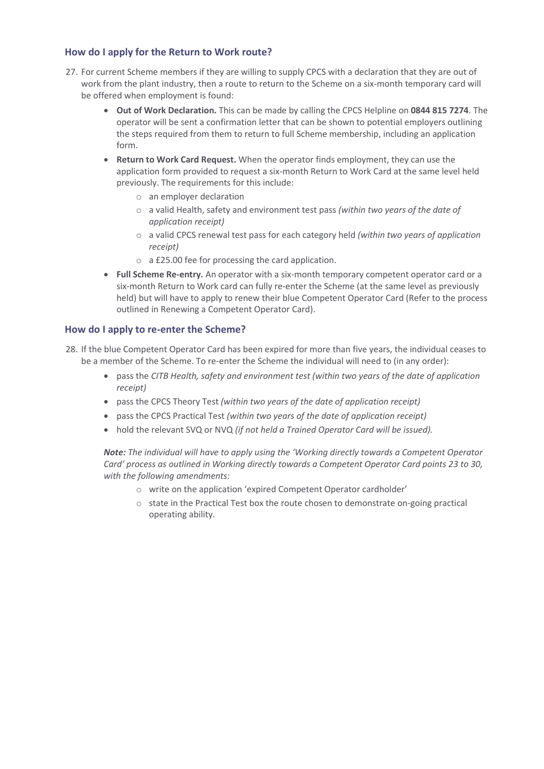### How do I apply for the Return to Work route?

27. For current Scheme members if they are willing to supply CPCS with a declaration that they are out of work from the plant industry, then a route to return to the Scheme on a six-month temporary card will be offered when employment is found:
    - **Out of Work Declaration.** This can be made by calling the CPCS Helpline on **0844 815 7274**. The operator will be sent a confirmation letter that can be shown to potential employers outlining the steps required from them to return to full Scheme membership, including an application form.
    - **Return to Work Card Request.** When the operator finds employment, they can use the application form provided to request a six-month Return to Work Card at the same level held previously. The requirements for this include:
        - an employer declaration
        - a valid Health, safety and environment test pass *(within two years of the date of application receipt)*
        - a valid CPCS renewal test pass for each category held *(within two years of application receipt)*
        - a £25.00 fee for processing the card application.
    - **Full Scheme Re-entry.** An operator with a six-month temporary competent operator card or a six-month Return to Work card can fully re-enter the Scheme (at the same level as previously held) but will have to apply to renew their blue Competent Operator Card (Refer to the process outlined in Renewing a Competent Operator Card).

### How do I apply to re-enter the Scheme?

28. If the blue Competent Operator Card has been expired for more than five years, the individual ceases to be a member of the Scheme. To re-enter the Scheme the individual will need to (in any order):
    - pass the *CITB Health, safety and environment test (within two years of the date of application receipt)*
    - pass the CPCS Theory Test *(within two years of the date of application receipt)*
    - pass the CPCS Practical Test *(within two years of the date of application receipt)*
    - hold the relevant SVQ or NVQ *(if not held a Trained Operator Card will be issued).*

    ***Note:*** *The individual will have to apply using the 'Working directly towards a Competent Operator Card' process as outlined in Working directly towards a Competent Operator Card points 23 to 30, with the following amendments:*
    - write on the application 'expired Competent Operator cardholder'
    - state in the Practical Test box the route chosen to demonstrate on-going practical operating ability.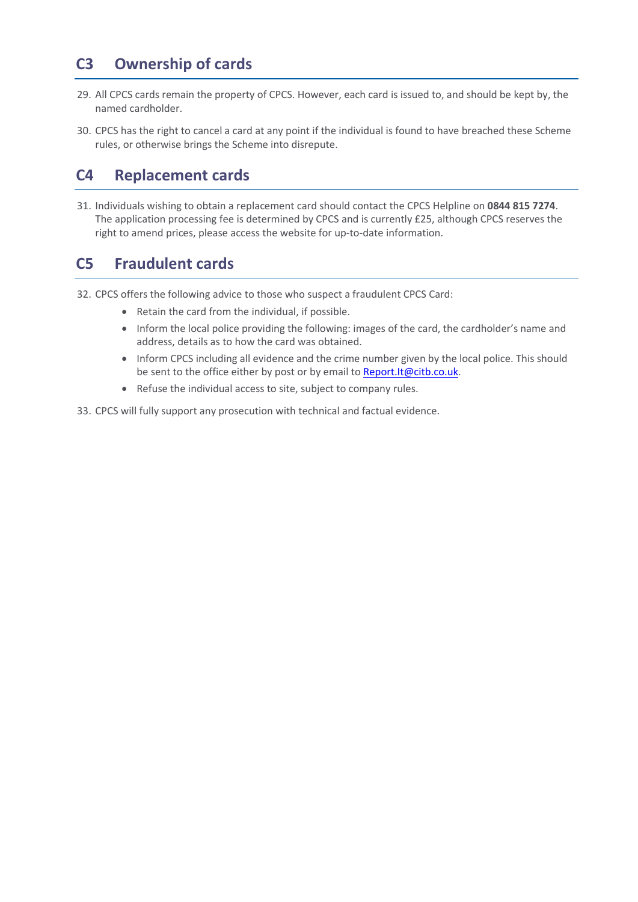## C3 Ownership of cards

29. All CPCS cards remain the property of CPCS. However, each card is issued to, and should be kept by, the named cardholder.

30. CPCS has the right to cancel a card at any point if the individual is found to have breached these Scheme rules, or otherwise brings the Scheme into disrepute.

## C4 Replacement cards

31. Individuals wishing to obtain a replacement card should contact the CPCS Helpline on **0844 815 7274**. The application processing fee is determined by CPCS and is currently £25, although CPCS reserves the right to amend prices, please access the website for up-to-date information.

## C5 Fraudulent cards

32. CPCS offers the following advice to those who suspect a fraudulent CPCS Card:
    - Retain the card from the individual, if possible.
    - Inform the local police providing the following: images of the card, the cardholder's name and address, details as to how the card was obtained.
    - Inform CPCS including all evidence and the crime number given by the local police. This should be sent to the office either by post or by email to Report.It@citb.co.uk.
    - Refuse the individual access to site, subject to company rules.

33. CPCS will fully support any prosecution with technical and factual evidence.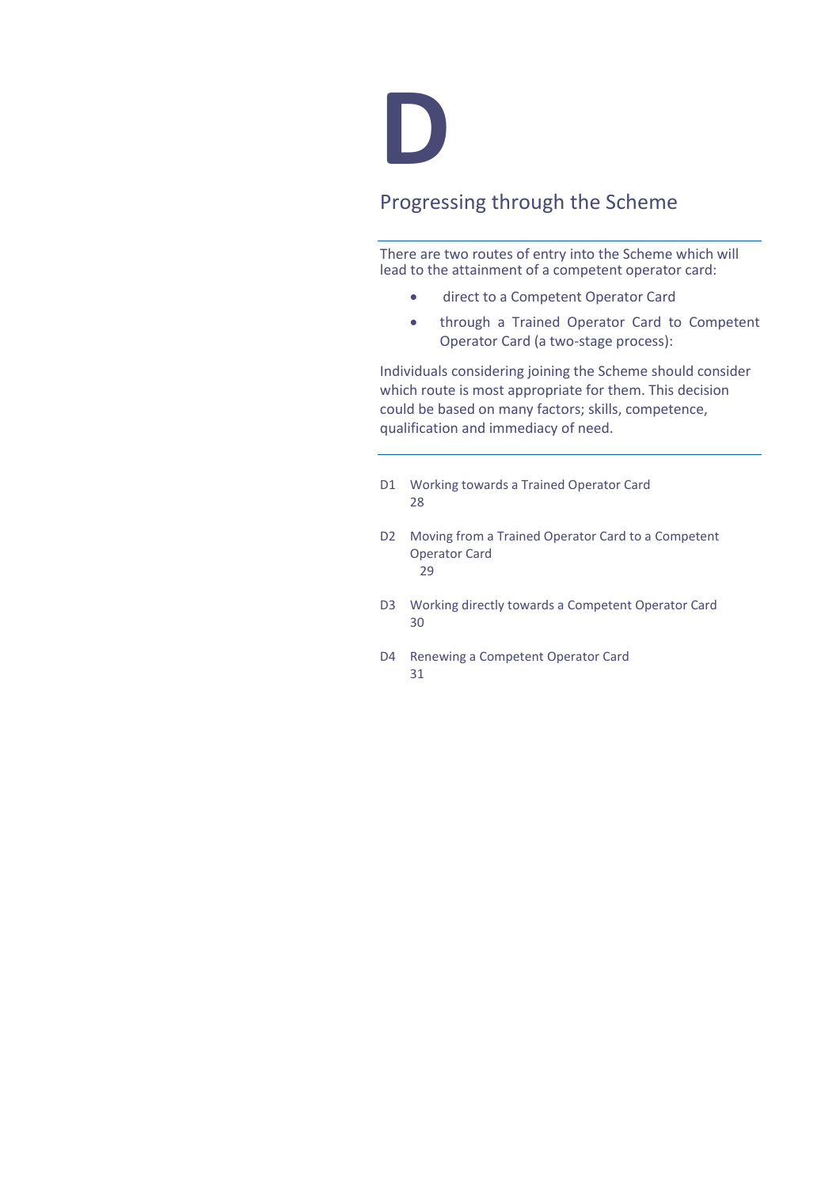# D

## Progressing through the Scheme

There are two routes of entry into the Scheme which will lead to the attainment of a competent operator card:

- direct to a Competent Operator Card
- through a Trained Operator Card to Competent Operator Card (a two-stage process):

Individuals considering joining the Scheme should consider which route is most appropriate for them. This decision could be based on many factors; skills, competence, qualification and immediacy of need.

D1 Working towards a Trained Operator Card 28

D2 Moving from a Trained Operator Card to a Competent Operator Card 29

D3 Working directly towards a Competent Operator Card 30

D4 Renewing a Competent Operator Card 31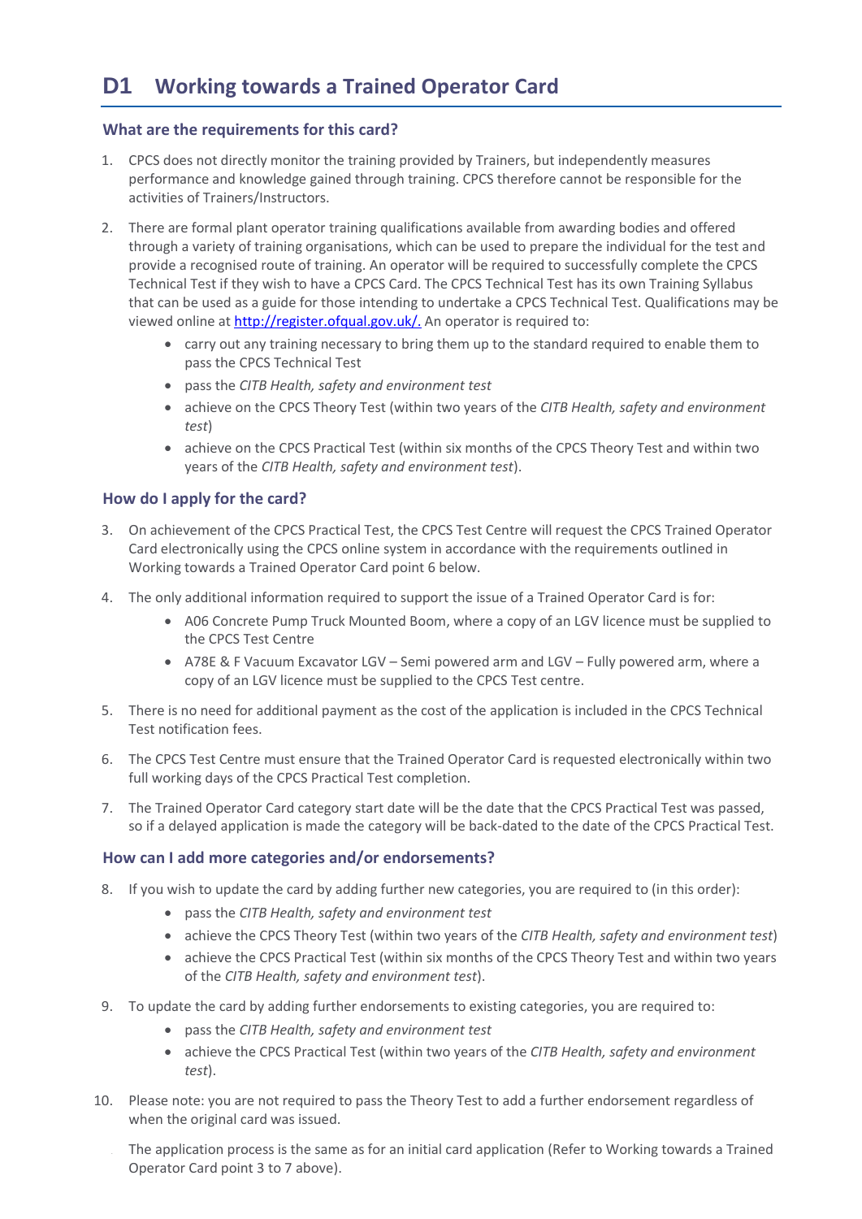# D1 Working towards a Trained Operator Card

### What are the requirements for this card?

1. CPCS does not directly monitor the training provided by Trainers, but independently measures performance and knowledge gained through training. CPCS therefore cannot be responsible for the activities of Trainers/Instructors.

2. There are formal plant operator training qualifications available from awarding bodies and offered through a variety of training organisations, which can be used to prepare the individual for the test and provide a recognised route of training. An operator will be required to successfully complete the CPCS Technical Test if they wish to have a CPCS Card. The CPCS Technical Test has its own Training Syllabus that can be used as a guide for those intending to undertake a CPCS Technical Test. Qualifications may be viewed online at [http://register.ofqual.gov.uk/.](http://register.ofqual.gov.uk/) An operator is required to:
   - carry out any training necessary to bring them up to the standard required to enable them to pass the CPCS Technical Test
   - pass the *CITB Health, safety and environment test*
   - achieve on the CPCS Theory Test (within two years of the *CITB Health, safety and environment test*)
   - achieve on the CPCS Practical Test (within six months of the CPCS Theory Test and within two years of the *CITB Health, safety and environment test*).

### How do I apply for the card?

3. On achievement of the CPCS Practical Test, the CPCS Test Centre will request the CPCS Trained Operator Card electronically using the CPCS online system in accordance with the requirements outlined in Working towards a Trained Operator Card point 6 below.

4. The only additional information required to support the issue of a Trained Operator Card is for:
   - A06 Concrete Pump Truck Mounted Boom, where a copy of an LGV licence must be supplied to the CPCS Test Centre
   - A78E & F Vacuum Excavator LGV – Semi powered arm and LGV – Fully powered arm, where a copy of an LGV licence must be supplied to the CPCS Test centre.

5. There is no need for additional payment as the cost of the application is included in the CPCS Technical Test notification fees.

6. The CPCS Test Centre must ensure that the Trained Operator Card is requested electronically within two full working days of the CPCS Practical Test completion.

7. The Trained Operator Card category start date will be the date that the CPCS Practical Test was passed, so if a delayed application is made the category will be back-dated to the date of the CPCS Practical Test.

### How can I add more categories and/or endorsements?

8. If you wish to update the card by adding further new categories, you are required to (in this order):
   - pass the *CITB Health, safety and environment test*
   - achieve the CPCS Theory Test (within two years of the *CITB Health, safety and environment test*)
   - achieve the CPCS Practical Test (within six months of the CPCS Theory Test and within two years of the *CITB Health, safety and environment test*).

9. To update the card by adding further endorsements to existing categories, you are required to:
   - pass the *CITB Health, safety and environment test*
   - achieve the CPCS Practical Test (within two years of the *CITB Health, safety and environment test*).

10. Please note: you are not required to pass the Theory Test to add a further endorsement regardless of when the original card was issued.

    The application process is the same as for an initial card application (Refer to Working towards a Trained Operator Card point 3 to 7 above).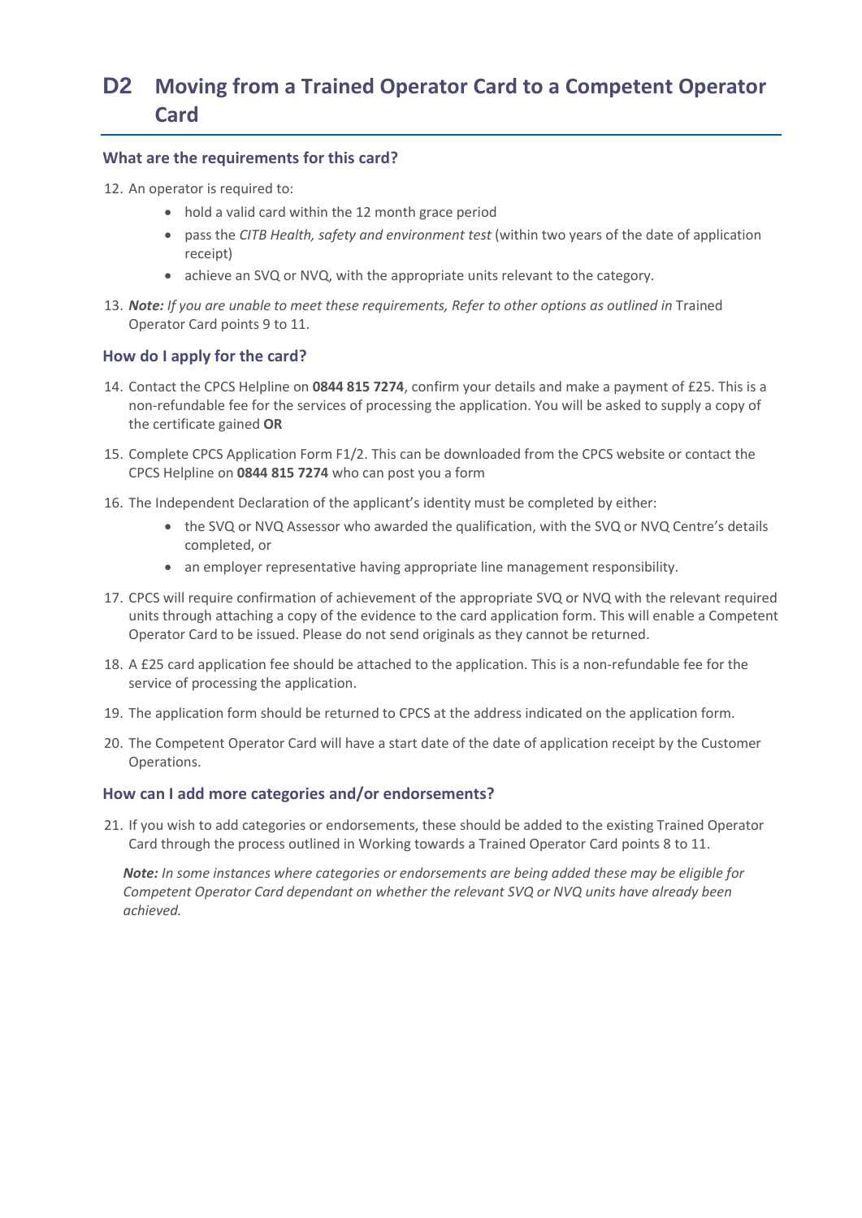## D2 Moving from a Trained Operator Card to a Competent Operator Card

### What are the requirements for this card?

12. An operator is required to:
    - hold a valid card within the 12 month grace period
    - pass the *CITB Health, safety and environment test* (within two years of the date of application receipt)
    - achieve an SVQ or NVQ, with the appropriate units relevant to the category.
13. ***Note:*** *If you are unable to meet these requirements, Refer to other options as outlined in* Trained Operator Card points 9 to 11.

### How do I apply for the card?

14. Contact the CPCS Helpline on **0844 815 7274**, confirm your details and make a payment of £25. This is a non-refundable fee for the services of processing the application. You will be asked to supply a copy of the certificate gained **OR**
15. Complete CPCS Application Form F1/2. This can be downloaded from the CPCS website or contact the CPCS Helpline on **0844 815 7274** who can post you a form
16. The Independent Declaration of the applicant's identity must be completed by either:
    - the SVQ or NVQ Assessor who awarded the qualification, with the SVQ or NVQ Centre's details completed, or
    - an employer representative having appropriate line management responsibility.
17. CPCS will require confirmation of achievement of the appropriate SVQ or NVQ with the relevant required units through attaching a copy of the evidence to the card application form. This will enable a Competent Operator Card to be issued. Please do not send originals as they cannot be returned.
18. A £25 card application fee should be attached to the application. This is a non-refundable fee for the service of processing the application.
19. The application form should be returned to CPCS at the address indicated on the application form.
20. The Competent Operator Card will have a start date of the date of application receipt by the Customer Operations.

### How can I add more categories and/or endorsements?

21. If you wish to add categories or endorsements, these should be added to the existing Trained Operator Card through the process outlined in Working towards a Trained Operator Card points 8 to 11.

***Note:*** *In some instances where categories or endorsements are being added these may be eligible for Competent Operator Card dependant on whether the relevant SVQ or NVQ units have already been achieved.*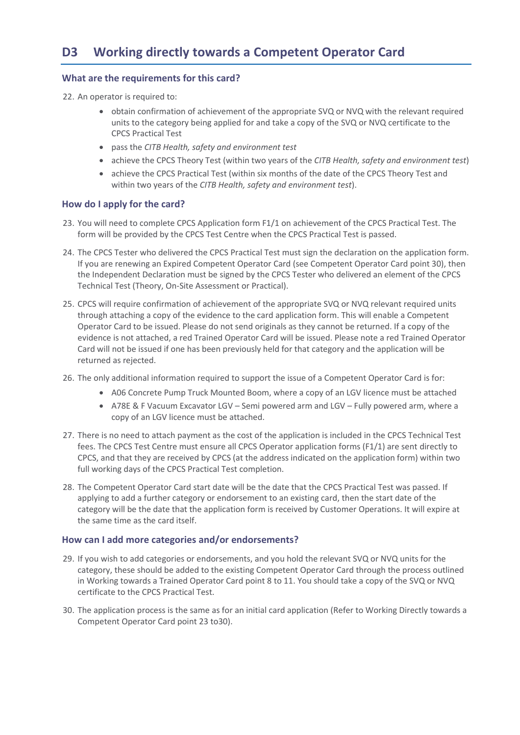## D3 Working directly towards a Competent Operator Card

### What are the requirements for this card?

22. An operator is required to:
    - obtain confirmation of achievement of the appropriate SVQ or NVQ with the relevant required units to the category being applied for and take a copy of the SVQ or NVQ certificate to the CPCS Practical Test
    - pass the *CITB Health, safety and environment test*
    - achieve the CPCS Theory Test (within two years of the *CITB Health, safety and environment test*)
    - achieve the CPCS Practical Test (within six months of the date of the CPCS Theory Test and within two years of the *CITB Health, safety and environment test*).

### How do I apply for the card?

23. You will need to complete CPCS Application form F1/1 on achievement of the CPCS Practical Test. The form will be provided by the CPCS Test Centre when the CPCS Practical Test is passed.
24. The CPCS Tester who delivered the CPCS Practical Test must sign the declaration on the application form. If you are renewing an Expired Competent Operator Card (see Competent Operator Card point 30), then the Independent Declaration must be signed by the CPCS Tester who delivered an element of the CPCS Technical Test (Theory, On-Site Assessment or Practical).
25. CPCS will require confirmation of achievement of the appropriate SVQ or NVQ relevant required units through attaching a copy of the evidence to the card application form. This will enable a Competent Operator Card to be issued. Please do not send originals as they cannot be returned. If a copy of the evidence is not attached, a red Trained Operator Card will be issued. Please note a red Trained Operator Card will not be issued if one has been previously held for that category and the application will be returned as rejected.
26. The only additional information required to support the issue of a Competent Operator Card is for:
    - A06 Concrete Pump Truck Mounted Boom, where a copy of an LGV licence must be attached
    - A78E & F Vacuum Excavator LGV – Semi powered arm and LGV – Fully powered arm, where a copy of an LGV licence must be attached.
27. There is no need to attach payment as the cost of the application is included in the CPCS Technical Test fees. The CPCS Test Centre must ensure all CPCS Operator application forms (F1/1) are sent directly to CPCS, and that they are received by CPCS (at the address indicated on the application form) within two full working days of the CPCS Practical Test completion.
28. The Competent Operator Card start date will be the date that the CPCS Practical Test was passed. If applying to add a further category or endorsement to an existing card, then the start date of the category will be the date that the application form is received by Customer Operations. It will expire at the same time as the card itself.

### How can I add more categories and/or endorsements?

29. If you wish to add categories or endorsements, and you hold the relevant SVQ or NVQ units for the category, these should be added to the existing Competent Operator Card through the process outlined in Working towards a Trained Operator Card point 8 to 11. You should take a copy of the SVQ or NVQ certificate to the CPCS Practical Test.
30. The application process is the same as for an initial card application (Refer to Working Directly towards a Competent Operator Card point 23 to30).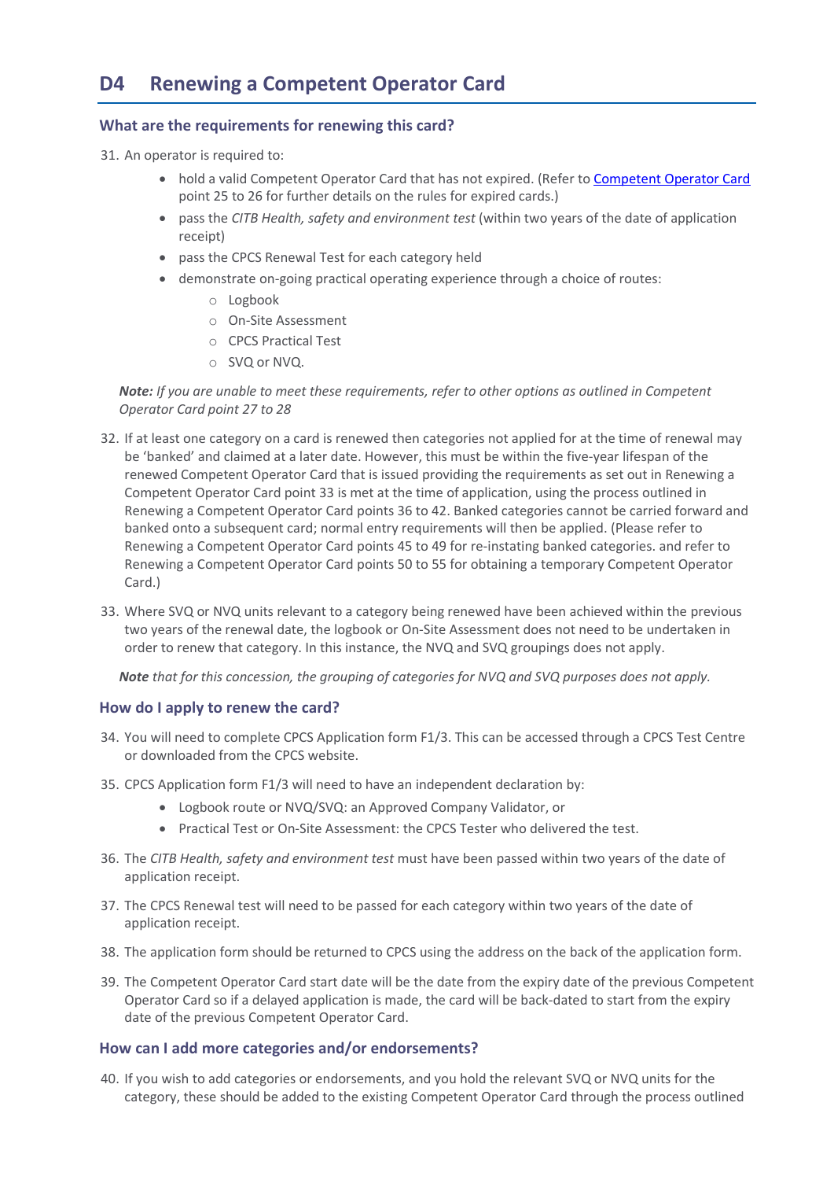# D4 Renewing a Competent Operator Card

### What are the requirements for renewing this card?

31. An operator is required to:
    - hold a valid Competent Operator Card that has not expired. (Refer to [Competent Operator Card](#) point 25 to 26 for further details on the rules for expired cards.)
    - pass the *CITB Health, safety and environment test* (within two years of the date of application receipt)
    - pass the CPCS Renewal Test for each category held
    - demonstrate on-going practical operating experience through a choice of routes:
        - Logbook
        - On-Site Assessment
        - CPCS Practical Test
        - SVQ or NVQ.

    ***Note:*** *If you are unable to meet these requirements, refer to other options as outlined in Competent Operator Card point 27 to 28*

32. If at least one category on a card is renewed then categories not applied for at the time of renewal may be 'banked' and claimed at a later date. However, this must be within the five-year lifespan of the renewed Competent Operator Card that is issued providing the requirements as set out in Renewing a Competent Operator Card point 33 is met at the time of application, using the process outlined in Renewing a Competent Operator Card points 36 to 42. Banked categories cannot be carried forward and banked onto a subsequent card; normal entry requirements will then be applied. (Please refer to Renewing a Competent Operator Card points 45 to 49 for re-instating banked categories. and refer to Renewing a Competent Operator Card points 50 to 55 for obtaining a temporary Competent Operator Card.)

33. Where SVQ or NVQ units relevant to a category being renewed have been achieved within the previous two years of the renewal date, the logbook or On-Site Assessment does not need to be undertaken in order to renew that category. In this instance, the NVQ and SVQ groupings does not apply.

    ***Note*** *that for this concession, the grouping of categories for NVQ and SVQ purposes does not apply.*

### How do I apply to renew the card?

34. You will need to complete CPCS Application form F1/3. This can be accessed through a CPCS Test Centre or downloaded from the CPCS website.

35. CPCS Application form F1/3 will need to have an independent declaration by:
    - Logbook route or NVQ/SVQ: an Approved Company Validator, or
    - Practical Test or On-Site Assessment: the CPCS Tester who delivered the test.

36. The *CITB Health, safety and environment test* must have been passed within two years of the date of application receipt.

37. The CPCS Renewal test will need to be passed for each category within two years of the date of application receipt.

38. The application form should be returned to CPCS using the address on the back of the application form.

39. The Competent Operator Card start date will be the date from the expiry date of the previous Competent Operator Card so if a delayed application is made, the card will be back-dated to start from the expiry date of the previous Competent Operator Card.

### How can I add more categories and/or endorsements?

40. If you wish to add categories or endorsements, and you hold the relevant SVQ or NVQ units for the category, these should be added to the existing Competent Operator Card through the process outlined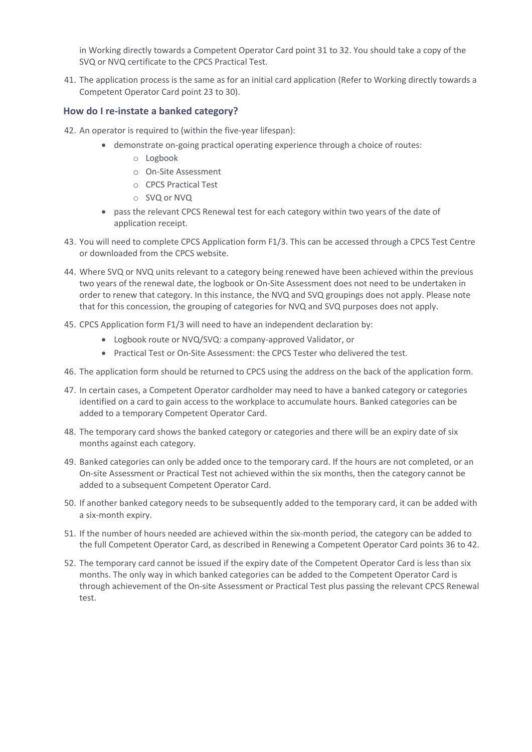in Working directly towards a Competent Operator Card point 31 to 32. You should take a copy of the SVQ or NVQ certificate to the CPCS Practical Test.

41. The application process is the same as for an initial card application (Refer to Working directly towards a Competent Operator Card point 23 to 30).

### How do I re-instate a banked category?

42. An operator is required to (within the five-year lifespan):
    - demonstrate on-going practical operating experience through a choice of routes:
        - Logbook
        - On-Site Assessment
        - CPCS Practical Test
        - SVQ or NVQ
    - pass the relevant CPCS Renewal test for each category within two years of the date of application receipt.
43. You will need to complete CPCS Application form F1/3. This can be accessed through a CPCS Test Centre or downloaded from the CPCS website.
44. Where SVQ or NVQ units relevant to a category being renewed have been achieved within the previous two years of the renewal date, the logbook or On-Site Assessment does not need to be undertaken in order to renew that category. In this instance, the NVQ and SVQ groupings does not apply. Please note that for this concession, the grouping of categories for NVQ and SVQ purposes does not apply.
45. CPCS Application form F1/3 will need to have an independent declaration by:
    - Logbook route or NVQ/SVQ: a company-approved Validator, or
    - Practical Test or On-Site Assessment: the CPCS Tester who delivered the test.
46. The application form should be returned to CPCS using the address on the back of the application form.
47. In certain cases, a Competent Operator cardholder may need to have a banked category or categories identified on a card to gain access to the workplace to accumulate hours. Banked categories can be added to a temporary Competent Operator Card.
48. The temporary card shows the banked category or categories and there will be an expiry date of six months against each category.
49. Banked categories can only be added once to the temporary card. If the hours are not completed, or an On-site Assessment or Practical Test not achieved within the six months, then the category cannot be added to a subsequent Competent Operator Card.
50. If another banked category needs to be subsequently added to the temporary card, it can be added with a six-month expiry.
51. If the number of hours needed are achieved within the six-month period, the category can be added to the full Competent Operator Card, as described in Renewing a Competent Operator Card points 36 to 42.
52. The temporary card cannot be issued if the expiry date of the Competent Operator Card is less than six months. The only way in which banked categories can be added to the Competent Operator Card is through achievement of the On-site Assessment or Practical Test plus passing the relevant CPCS Renewal test.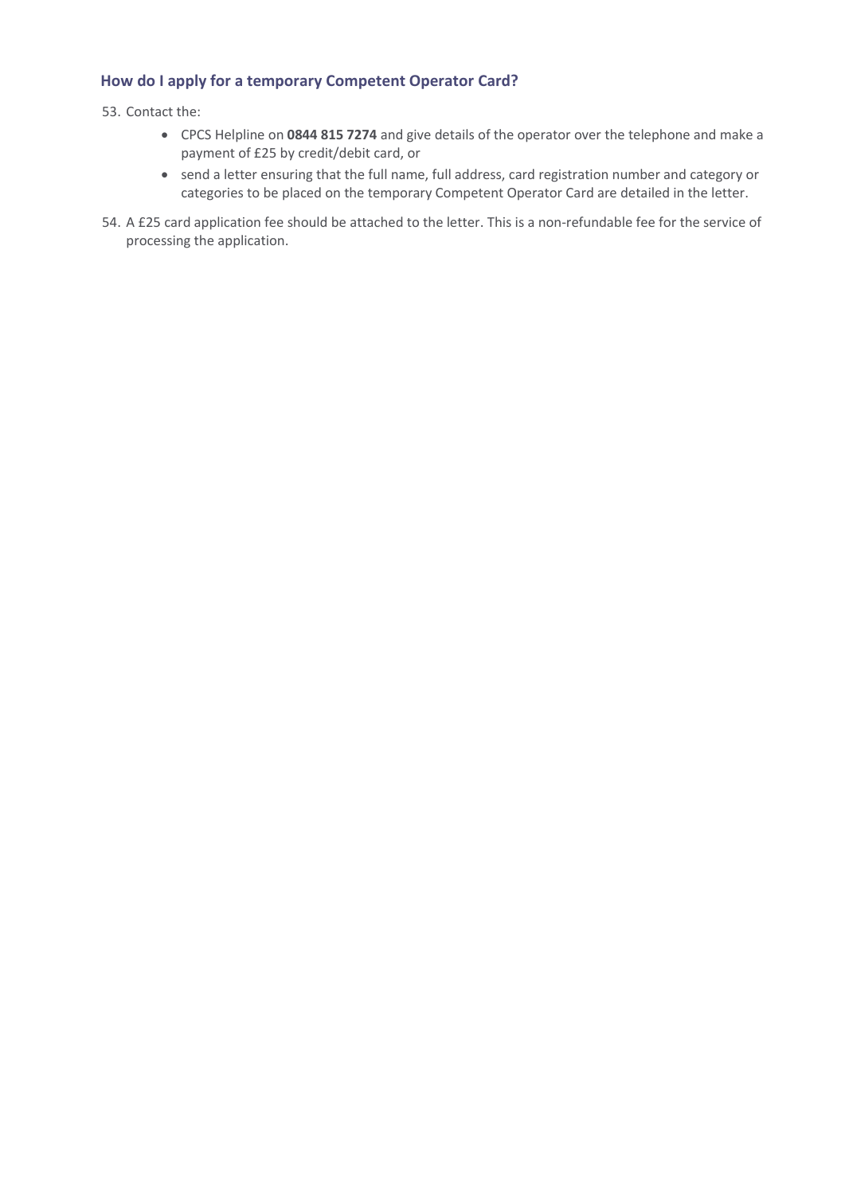### How do I apply for a temporary Competent Operator Card?

53. Contact the:
    - CPCS Helpline on **0844 815 7274** and give details of the operator over the telephone and make a payment of £25 by credit/debit card, or
    - send a letter ensuring that the full name, full address, card registration number and category or categories to be placed on the temporary Competent Operator Card are detailed in the letter.

54. A £25 card application fee should be attached to the letter. This is a non-refundable fee for the service of processing the application.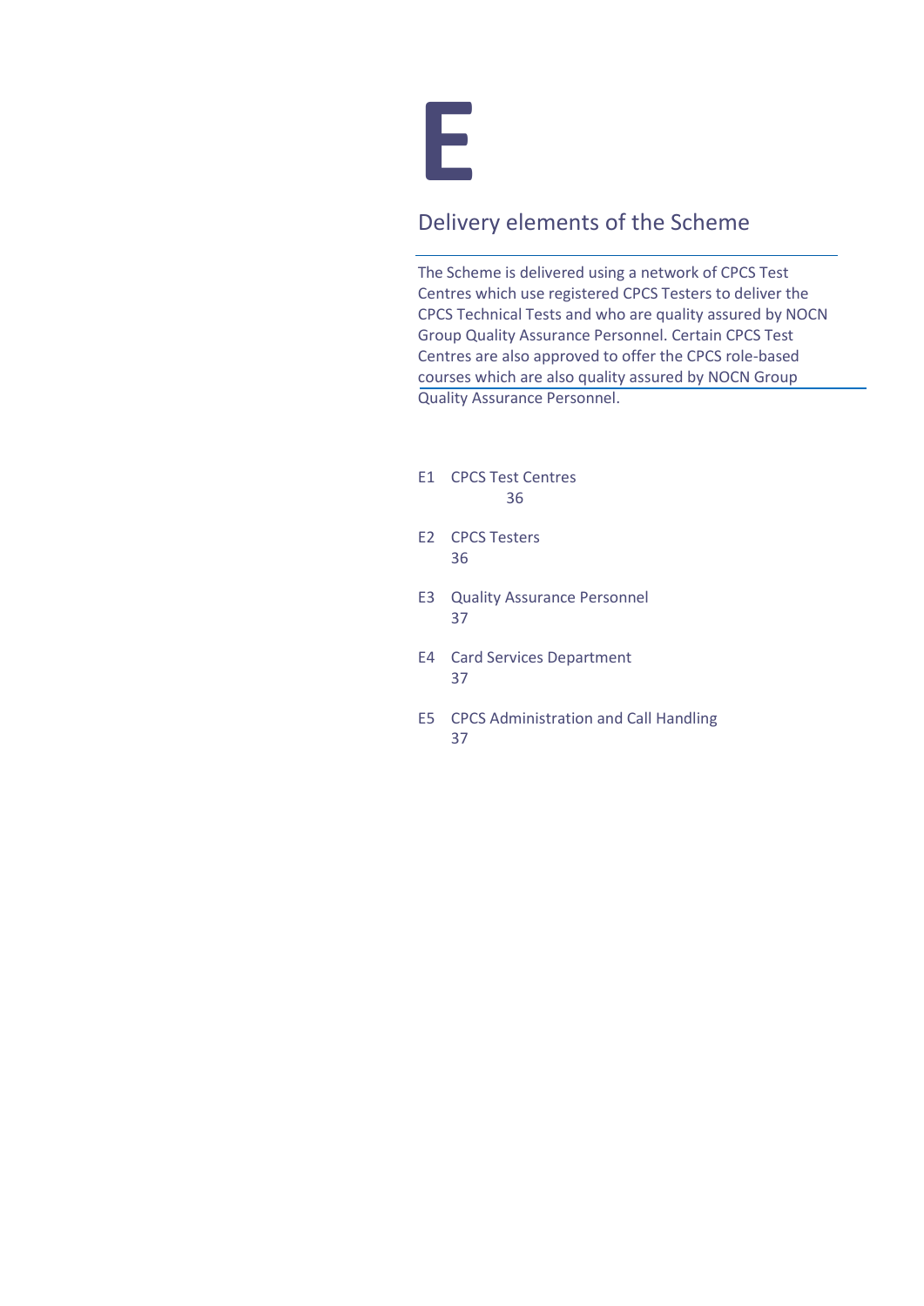# E

## Delivery elements of the Scheme

The Scheme is delivered using a network of CPCS Test Centres which use registered CPCS Testers to deliver the CPCS Technical Tests and who are quality assured by NOCN Group Quality Assurance Personnel. Certain CPCS Test Centres are also approved to offer the CPCS role-based courses which are also quality assured by NOCN Group Quality Assurance Personnel.

E1 CPCS Test Centres 36

E2 CPCS Testers 36

E3 Quality Assurance Personnel 37

E4 Card Services Department 37

E5 CPCS Administration and Call Handling 37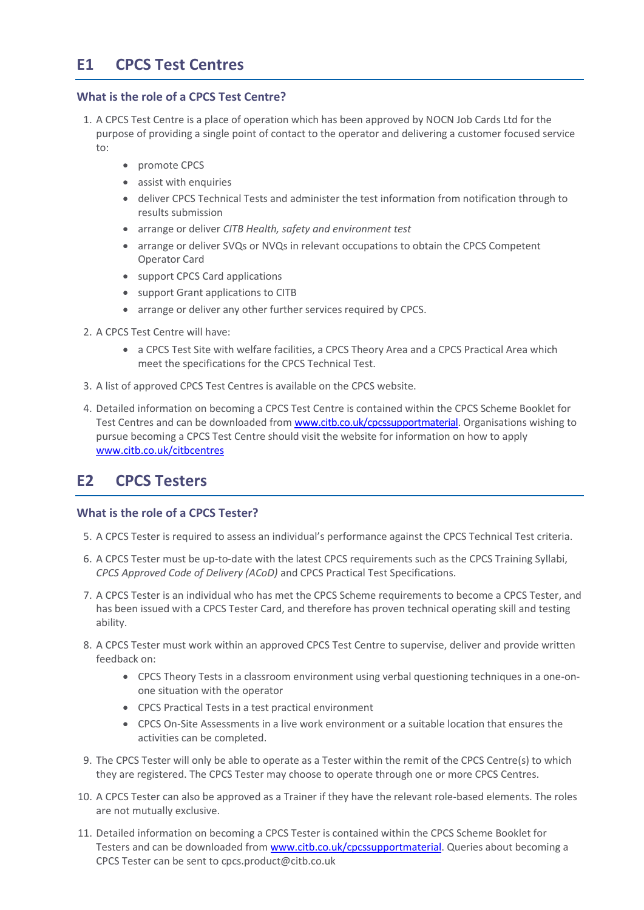# E1 CPCS Test Centres

### What is the role of a CPCS Test Centre?

1. A CPCS Test Centre is a place of operation which has been approved by NOCN Job Cards Ltd for the purpose of providing a single point of contact to the operator and delivering a customer focused service to:
    - promote CPCS
    - assist with enquiries
    - deliver CPCS Technical Tests and administer the test information from notification through to results submission
    - arrange or deliver *CITB Health, safety and environment test*
    - arrange or deliver SVQs or NVQs in relevant occupations to obtain the CPCS Competent Operator Card
    - support CPCS Card applications
    - support Grant applications to CITB
    - arrange or deliver any other further services required by CPCS.
2. A CPCS Test Centre will have:
    - a CPCS Test Site with welfare facilities, a CPCS Theory Area and a CPCS Practical Area which meet the specifications for the CPCS Technical Test.
3. A list of approved CPCS Test Centres is available on the CPCS website.
4. Detailed information on becoming a CPCS Test Centre is contained within the CPCS Scheme Booklet for Test Centres and can be downloaded from [www.citb.co.uk/cpcssupportmaterial](www.citb.co.uk/cpcssupportmaterial). Organisations wishing to pursue becoming a CPCS Test Centre should visit the website for information on how to apply [www.citb.co.uk/citbcentres](www.citb.co.uk/citbcentres)

# E2 CPCS Testers

### What is the role of a CPCS Tester?

5. A CPCS Tester is required to assess an individual's performance against the CPCS Technical Test criteria.
6. A CPCS Tester must be up-to-date with the latest CPCS requirements such as the CPCS Training Syllabi, *CPCS Approved Code of Delivery (ACoD)* and CPCS Practical Test Specifications.
7. A CPCS Tester is an individual who has met the CPCS Scheme requirements to become a CPCS Tester, and has been issued with a CPCS Tester Card, and therefore has proven technical operating skill and testing ability.
8. A CPCS Tester must work within an approved CPCS Test Centre to supervise, deliver and provide written feedback on:
    - CPCS Theory Tests in a classroom environment using verbal questioning techniques in a one-on-one situation with the operator
    - CPCS Practical Tests in a test practical environment
    - CPCS On-Site Assessments in a live work environment or a suitable location that ensures the activities can be completed.
9. The CPCS Tester will only be able to operate as a Tester within the remit of the CPCS Centre(s) to which they are registered. The CPCS Tester may choose to operate through one or more CPCS Centres.
10. A CPCS Tester can also be approved as a Trainer if they have the relevant role-based elements. The roles are not mutually exclusive.
11. Detailed information on becoming a CPCS Tester is contained within the CPCS Scheme Booklet for Testers and can be downloaded from [www.citb.co.uk/cpcssupportmaterial](www.citb.co.uk/cpcssupportmaterial). Queries about becoming a CPCS Tester can be sent to cpcs.product@citb.co.uk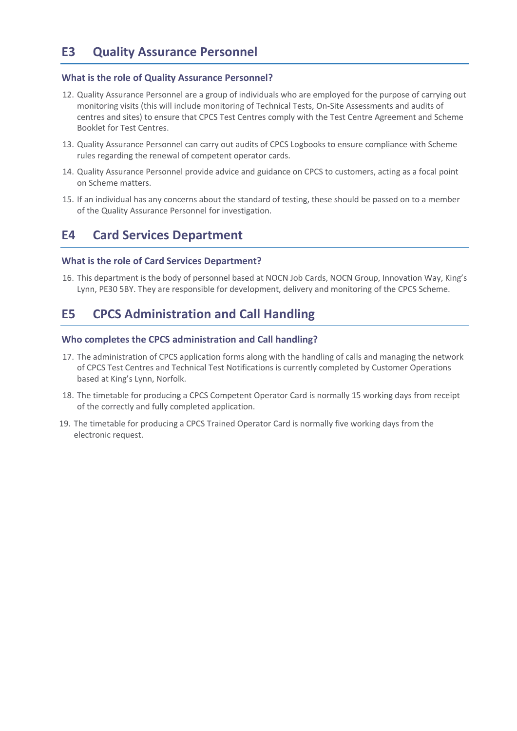## E3 Quality Assurance Personnel

### What is the role of Quality Assurance Personnel?

12. Quality Assurance Personnel are a group of individuals who are employed for the purpose of carrying out monitoring visits (this will include monitoring of Technical Tests, On-Site Assessments and audits of centres and sites) to ensure that CPCS Test Centres comply with the Test Centre Agreement and Scheme Booklet for Test Centres.
13. Quality Assurance Personnel can carry out audits of CPCS Logbooks to ensure compliance with Scheme rules regarding the renewal of competent operator cards.
14. Quality Assurance Personnel provide advice and guidance on CPCS to customers, acting as a focal point on Scheme matters.
15. If an individual has any concerns about the standard of testing, these should be passed on to a member of the Quality Assurance Personnel for investigation.

## E4 Card Services Department

### What is the role of Card Services Department?

16. This department is the body of personnel based at NOCN Job Cards, NOCN Group, Innovation Way, King's Lynn, PE30 5BY. They are responsible for development, delivery and monitoring of the CPCS Scheme.

## E5 CPCS Administration and Call Handling

### Who completes the CPCS administration and Call handling?

17. The administration of CPCS application forms along with the handling of calls and managing the network of CPCS Test Centres and Technical Test Notifications is currently completed by Customer Operations based at King's Lynn, Norfolk.
18. The timetable for producing a CPCS Competent Operator Card is normally 15 working days from receipt of the correctly and fully completed application.
19. The timetable for producing a CPCS Trained Operator Card is normally five working days from the electronic request.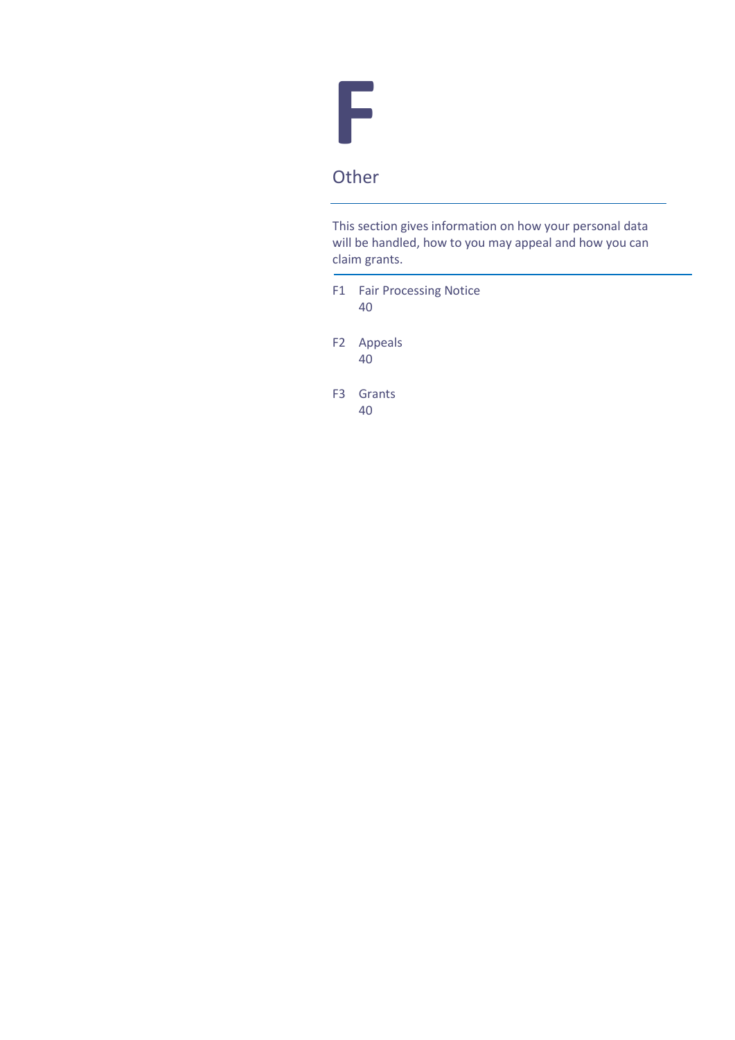# F

## Other

This section gives information on how your personal data will be handled, how to you may appeal and how you can claim grants.

F1 Fair Processing Notice 40

F2 Appeals 40

F3 Grants 40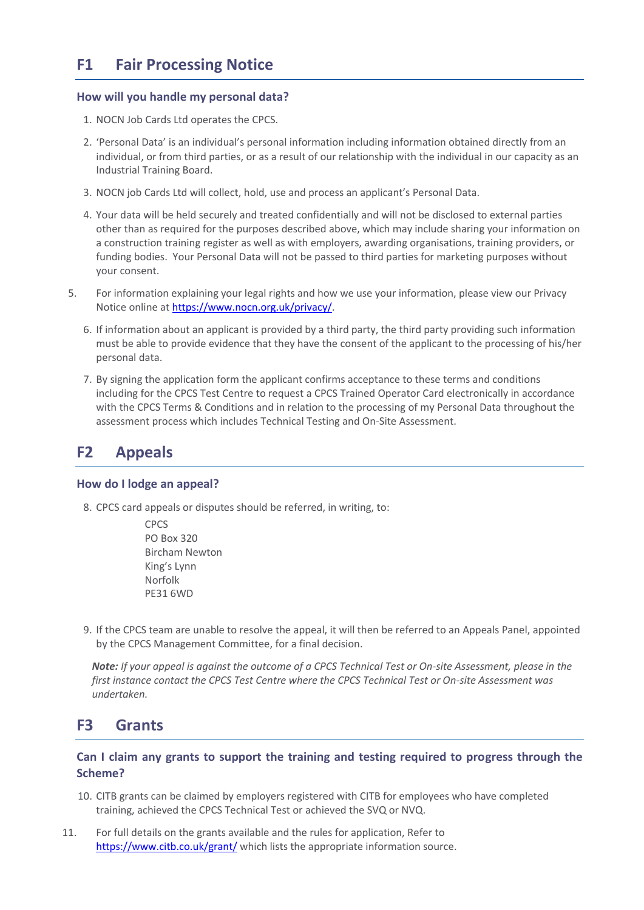## F1 Fair Processing Notice

### How will you handle my personal data?

1. NOCN Job Cards Ltd operates the CPCS.
2. 'Personal Data' is an individual's personal information including information obtained directly from an individual, or from third parties, or as a result of our relationship with the individual in our capacity as an Industrial Training Board.
3. NOCN job Cards Ltd will collect, hold, use and process an applicant's Personal Data.
4. Your data will be held securely and treated confidentially and will not be disclosed to external parties other than as required for the purposes described above, which may include sharing your information on a construction training register as well as with employers, awarding organisations, training providers, or funding bodies. Your Personal Data will not be passed to third parties for marketing purposes without your consent.
5. For information explaining your legal rights and how we use your information, please view our Privacy Notice online at https://www.nocn.org.uk/privacy/.
6. If information about an applicant is provided by a third party, the third party providing such information must be able to provide evidence that they have the consent of the applicant to the processing of his/her personal data.
7. By signing the application form the applicant confirms acceptance to these terms and conditions including for the CPCS Test Centre to request a CPCS Trained Operator Card electronically in accordance with the CPCS Terms & Conditions and in relation to the processing of my Personal Data throughout the assessment process which includes Technical Testing and On-Site Assessment.

## F2 Appeals

### How do I lodge an appeal?

8. CPCS card appeals or disputes should be referred, in writing, to:

   CPCS
   PO Box 320
   Bircham Newton
   King's Lynn
   Norfolk
   PE31 6WD

9. If the CPCS team are unable to resolve the appeal, it will then be referred to an Appeals Panel, appointed by the CPCS Management Committee, for a final decision.

***Note:*** *If your appeal is against the outcome of a CPCS Technical Test or On-site Assessment, please in the first instance contact the CPCS Test Centre where the CPCS Technical Test or On-site Assessment was undertaken.*

## F3 Grants

### Can I claim any grants to support the training and testing required to progress through the Scheme?

10. CITB grants can be claimed by employers registered with CITB for employees who have completed training, achieved the CPCS Technical Test or achieved the SVQ or NVQ.
11. For full details on the grants available and the rules for application, Refer to https://www.citb.co.uk/grant/ which lists the appropriate information source.